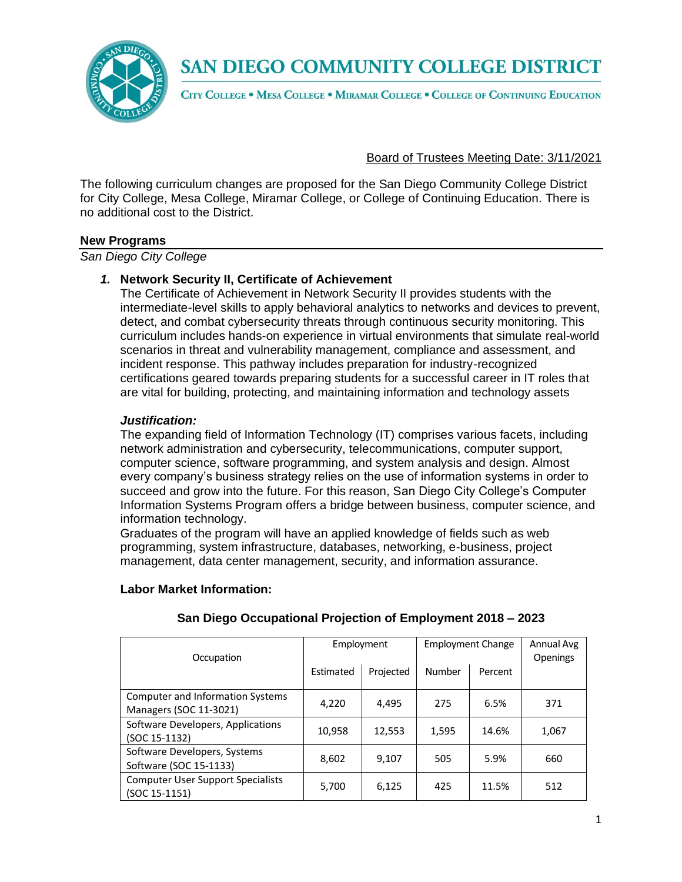# SAN DIEGO COMMUNITY COLLEGE DISTRICT

City College • Mesa College • Miramar College • College of Continuing Education

Board of Trustees Meeting Date: 3/11/2021

The following curriculum changes are proposed for the San Diego Community College District for City College, Mesa College, Miramar College, or College of Continuing Education. There is no additional cost to the District.

## New Programs

*San Diego City College*

### *1.* Network Security II, Certificate of Achievement

The Certificate of Achievement in Network Security II provides students with the intermediate-level skills to apply behavioral analytics to networks and devices to prevent, detect, and combat cybersecurity threats through continuous security monitoring. This curriculum includes hands-on experience in virtual environments that simulate real-world scenarios in threat and vulnerability management, compliance and assessment, and incident response. This pathway includes preparation for industry-recognized certifications geared towards preparing students for a successful career in IT roles that are vital for building, protecting, and maintaining information and technology assets

***Justification:***

The expanding field of Information Technology (IT) comprises various facets, including network administration and cybersecurity, telecommunications, computer support, computer science, software programming, and system analysis and design. Almost every company's business strategy relies on the use of information systems in order to succeed and grow into the future. For this reason, San Diego City College's Computer Information Systems Program offers a bridge between business, computer science, and information technology.

Graduates of the program will have an applied knowledge of fields such as web programming, system infrastructure, databases, networking, e-business, project management, data center management, security, and information assurance.

**Labor Market Information:**

**San Diego Occupational Projection of Employment 2018 – 2023**

| Occupation | Employment | | Employment Change | | Annual Avg Openings |
|---|---|---|---|---|---|
| | Estimated | Projected | Number | Percent | |
| Computer and Information Systems Managers (SOC 11-3021) | 4,220 | 4,495 | 275 | 6.5% | 371 |
| Software Developers, Applications (SOC 15-1132) | 10,958 | 12,553 | 1,595 | 14.6% | 1,067 |
| Software Developers, Systems Software (SOC 15-1133) | 8,602 | 9,107 | 505 | 5.9% | 660 |
| Computer User Support Specialists (SOC 15-1151) | 5,700 | 6,125 | 425 | 11.5% | 512 |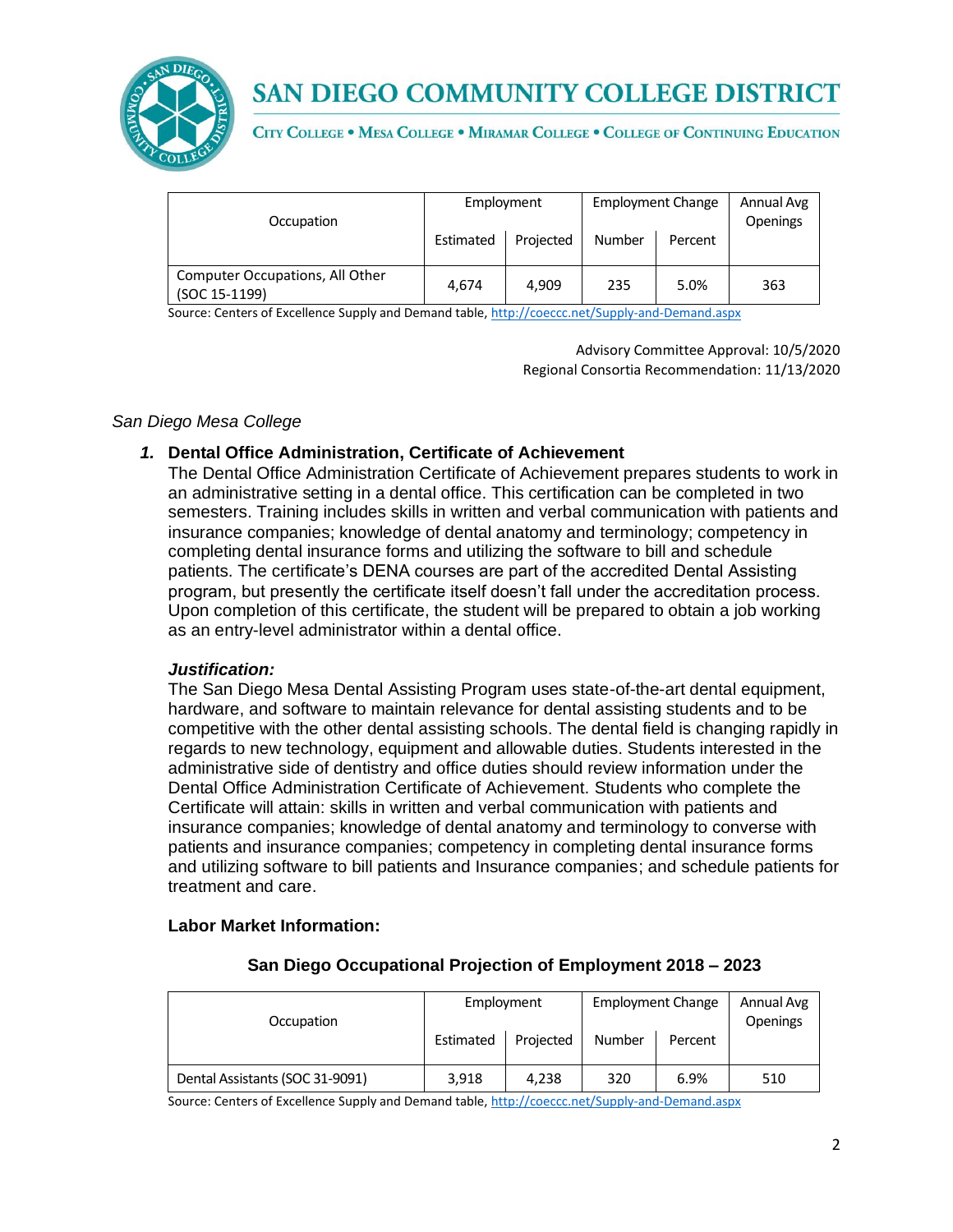| Occupation | Employment | | Employment Change | | Annual Avg Openings |
|---|---|---|---|---|---|
| | Estimated | Projected | Number | Percent | |
| Computer Occupations, All Other (SOC 15-1199) | 4,674 | 4,909 | 235 | 5.0% | 363 |

Source: Centers of Excellence Supply and Demand table, http://coeccc.net/Supply-and-Demand.aspx

Advisory Committee Approval: 10/5/2020
Regional Consortia Recommendation: 11/13/2020

*San Diego Mesa College*

### 1. Dental Office Administration, Certificate of Achievement

The Dental Office Administration Certificate of Achievement prepares students to work in an administrative setting in a dental office. This certification can be completed in two semesters. Training includes skills in written and verbal communication with patients and insurance companies; knowledge of dental anatomy and terminology; competency in completing dental insurance forms and utilizing the software to bill and schedule patients. The certificate's DENA courses are part of the accredited Dental Assisting program, but presently the certificate itself doesn't fall under the accreditation process. Upon completion of this certificate, the student will be prepared to obtain a job working as an entry-level administrator within a dental office.

***Justification:***

The San Diego Mesa Dental Assisting Program uses state-of-the-art dental equipment, hardware, and software to maintain relevance for dental assisting students and to be competitive with the other dental assisting schools. The dental field is changing rapidly in regards to new technology, equipment and allowable duties. Students interested in the administrative side of dentistry and office duties should review information under the Dental Office Administration Certificate of Achievement. Students who complete the Certificate will attain: skills in written and verbal communication with patients and insurance companies; knowledge of dental anatomy and terminology to converse with patients and insurance companies; competency in completing dental insurance forms and utilizing software to bill patients and Insurance companies; and schedule patients for treatment and care.

**Labor Market Information:**

**San Diego Occupational Projection of Employment 2018 – 2023**

| Occupation | Employment | | Employment Change | | Annual Avg Openings |
|---|---|---|---|---|---|
| | Estimated | Projected | Number | Percent | |
| Dental Assistants (SOC 31-9091) | 3,918 | 4,238 | 320 | 6.9% | 510 |

Source: Centers of Excellence Supply and Demand table, http://coeccc.net/Supply-and-Demand.aspx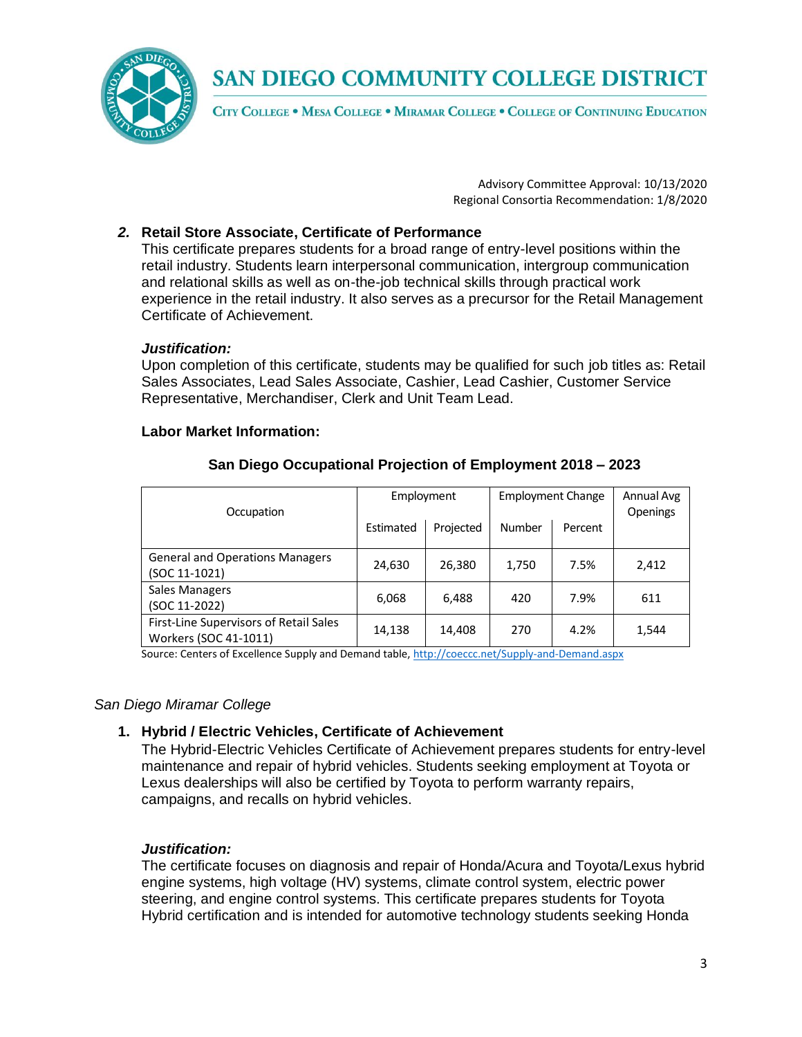Advisory Committee Approval: 10/13/2020
Regional Consortia Recommendation: 1/8/2020

### 2. Retail Store Associate, Certificate of Performance

This certificate prepares students for a broad range of entry-level positions within the retail industry. Students learn interpersonal communication, intergroup communication and relational skills as well as on-the-job technical skills through practical work experience in the retail industry. It also serves as a precursor for the Retail Management Certificate of Achievement.

***Justification:***

Upon completion of this certificate, students may be qualified for such job titles as: Retail Sales Associates, Lead Sales Associate, Cashier, Lead Cashier, Customer Service Representative, Merchandiser, Clerk and Unit Team Lead.

**Labor Market Information:**

**San Diego Occupational Projection of Employment 2018 – 2023**

| Occupation | Employment | | Employment Change | | Annual Avg Openings |
|---|---|---|---|---|---|
| | Estimated | Projected | Number | Percent | |
| General and Operations Managers (SOC 11-1021) | 24,630 | 26,380 | 1,750 | 7.5% | 2,412 |
| Sales Managers (SOC 11-2022) | 6,068 | 6,488 | 420 | 7.9% | 611 |
| First-Line Supervisors of Retail Sales Workers (SOC 41-1011) | 14,138 | 14,408 | 270 | 4.2% | 1,544 |

Source: Centers of Excellence Supply and Demand table, http://coeccc.net/Supply-and-Demand.aspx

*San Diego Miramar College*

### 1. Hybrid / Electric Vehicles, Certificate of Achievement

The Hybrid-Electric Vehicles Certificate of Achievement prepares students for entry-level maintenance and repair of hybrid vehicles. Students seeking employment at Toyota or Lexus dealerships will also be certified by Toyota to perform warranty repairs, campaigns, and recalls on hybrid vehicles.

***Justification:***

The certificate focuses on diagnosis and repair of Honda/Acura and Toyota/Lexus hybrid engine systems, high voltage (HV) systems, climate control system, electric power steering, and engine control systems. This certificate prepares students for Toyota Hybrid certification and is intended for automotive technology students seeking Honda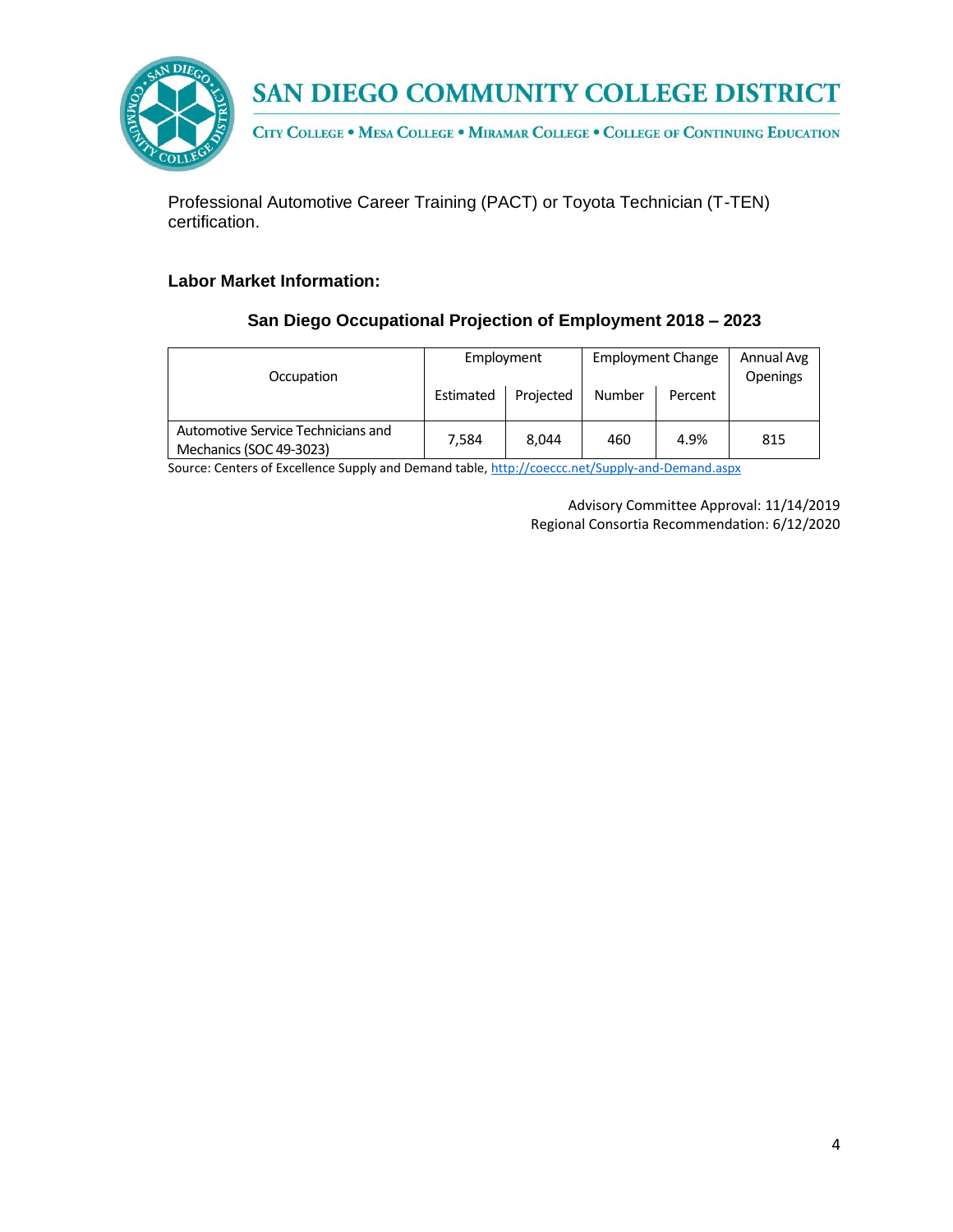Professional Automotive Career Training (PACT) or Toyota Technician (T-TEN) certification.

**Labor Market Information:**

**San Diego Occupational Projection of Employment 2018 – 2023**

| Occupation | Employment | | Employment Change | | Annual Avg Openings |
|---|---|---|---|---|---|
| | Estimated | Projected | Number | Percent | |
| Automotive Service Technicians and Mechanics (SOC 49-3023) | 7,584 | 8,044 | 460 | 4.9% | 815 |

Source: Centers of Excellence Supply and Demand table, http://coeccc.net/Supply-and-Demand.aspx

Advisory Committee Approval: 11/14/2019
Regional Consortia Recommendation: 6/12/2020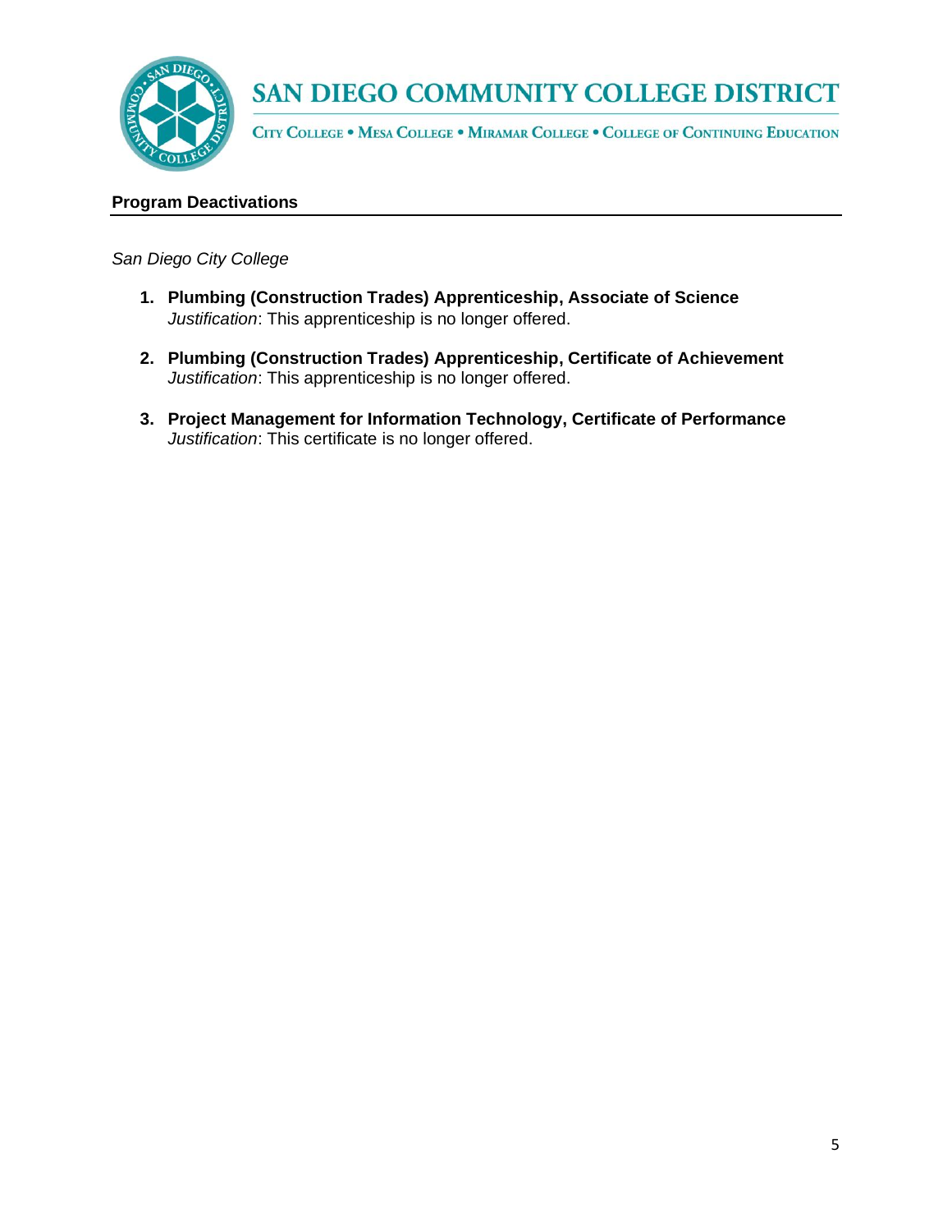## Program Deactivations

*San Diego City College*

1. **Plumbing (Construction Trades) Apprenticeship, Associate of Science**
   *Justification*: This apprenticeship is no longer offered.

2. **Plumbing (Construction Trades) Apprenticeship, Certificate of Achievement**
   *Justification*: This apprenticeship is no longer offered.

3. **Project Management for Information Technology, Certificate of Performance**
   *Justification*: This certificate is no longer offered.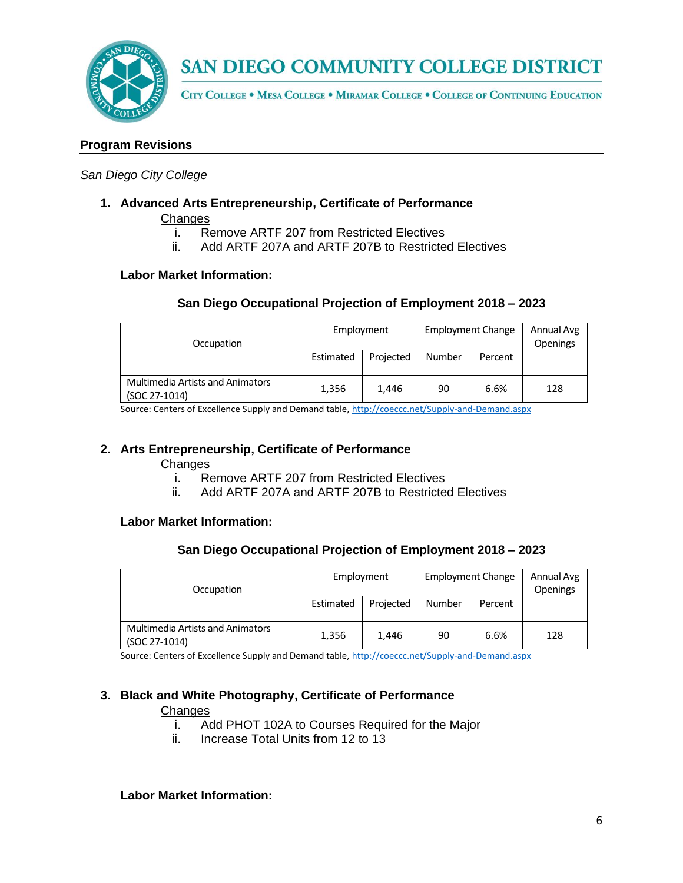## Program Revisions

*San Diego City College*

### 1. Advanced Arts Entrepreneurship, Certificate of Performance

Changes

- i. Remove ARTF 207 from Restricted Electives
- ii. Add ARTF 207A and ARTF 207B to Restricted Electives

**Labor Market Information:**

**San Diego Occupational Projection of Employment 2018 – 2023**

| Occupation | Employment | | Employment Change | | Annual Avg Openings |
|---|---|---|---|---|---|
| | Estimated | Projected | Number | Percent | |
| Multimedia Artists and Animators (SOC 27-1014) | 1,356 | 1,446 | 90 | 6.6% | 128 |

Source: Centers of Excellence Supply and Demand table, http://coeccc.net/Supply-and-Demand.aspx

### 2. Arts Entrepreneurship, Certificate of Performance

Changes

- i. Remove ARTF 207 from Restricted Electives
- ii. Add ARTF 207A and ARTF 207B to Restricted Electives

**Labor Market Information:**

**San Diego Occupational Projection of Employment 2018 – 2023**

| Occupation | Employment | | Employment Change | | Annual Avg Openings |
|---|---|---|---|---|---|
| | Estimated | Projected | Number | Percent | |
| Multimedia Artists and Animators (SOC 27-1014) | 1,356 | 1,446 | 90 | 6.6% | 128 |

Source: Centers of Excellence Supply and Demand table, http://coeccc.net/Supply-and-Demand.aspx

### 3. Black and White Photography, Certificate of Performance

Changes

- i. Add PHOT 102A to Courses Required for the Major
- ii. Increase Total Units from 12 to 13

**Labor Market Information:**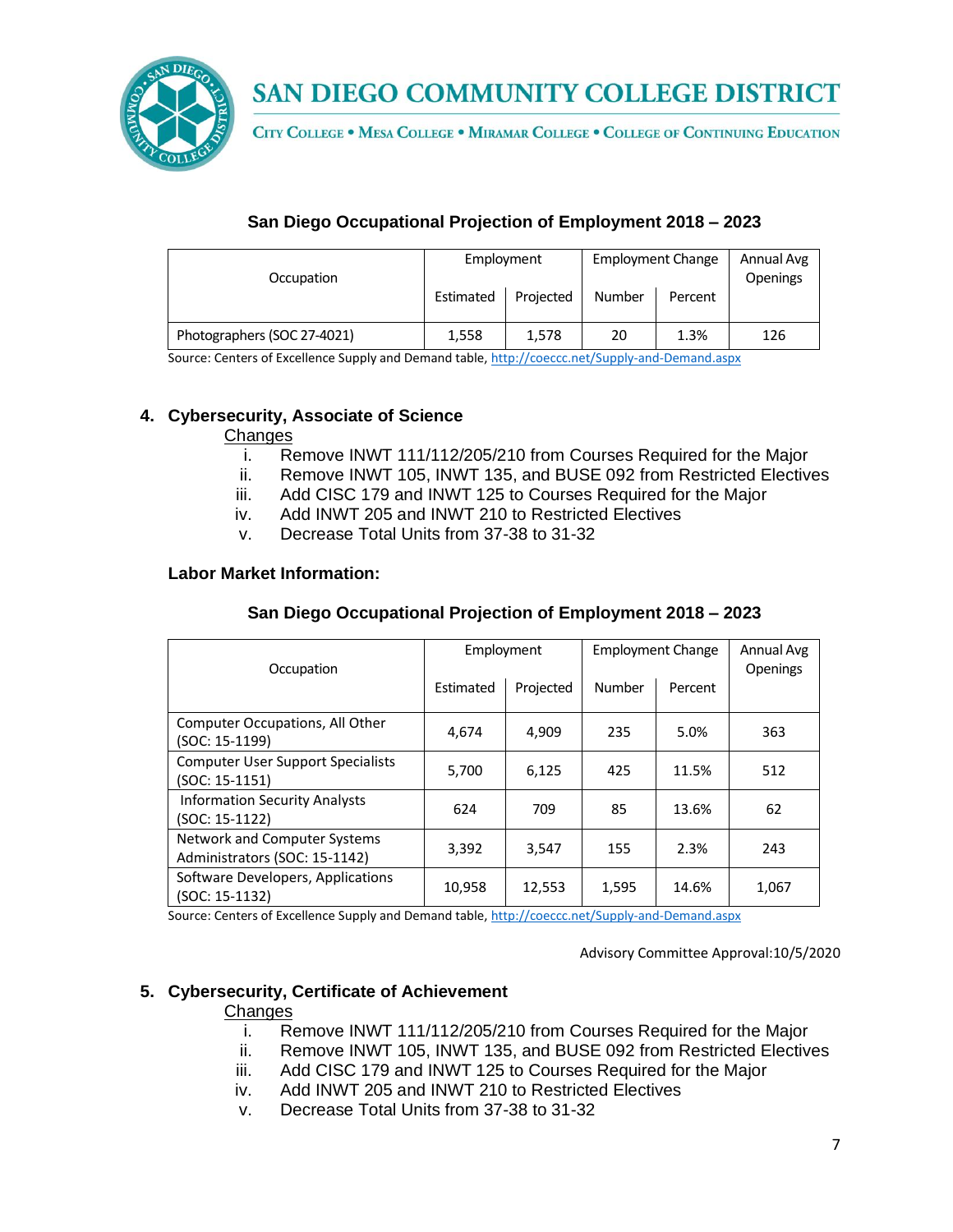### San Diego Occupational Projection of Employment 2018 – 2023

| Occupation | Employment | | Employment Change | | Annual Avg Openings |
|---|---|---|---|---|---|
| | Estimated | Projected | Number | Percent | |
| Photographers (SOC 27-4021) | 1,558 | 1,578 | 20 | 1.3% | 126 |

Source: Centers of Excellence Supply and Demand table, http://coeccc.net/Supply-and-Demand.aspx

## 4. Cybersecurity, Associate of Science

Changes

i. Remove INWT 111/112/205/210 from Courses Required for the Major
ii. Remove INWT 105, INWT 135, and BUSE 092 from Restricted Electives
iii. Add CISC 179 and INWT 125 to Courses Required for the Major
iv. Add INWT 205 and INWT 210 to Restricted Electives
v. Decrease Total Units from 37-38 to 31-32

**Labor Market Information:**

### San Diego Occupational Projection of Employment 2018 – 2023

| Occupation | Employment | | Employment Change | | Annual Avg Openings |
|---|---|---|---|---|---|
| | Estimated | Projected | Number | Percent | |
| Computer Occupations, All Other (SOC: 15-1199) | 4,674 | 4,909 | 235 | 5.0% | 363 |
| Computer User Support Specialists (SOC: 15-1151) | 5,700 | 6,125 | 425 | 11.5% | 512 |
| Information Security Analysts (SOC: 15-1122) | 624 | 709 | 85 | 13.6% | 62 |
| Network and Computer Systems Administrators (SOC: 15-1142) | 3,392 | 3,547 | 155 | 2.3% | 243 |
| Software Developers, Applications (SOC: 15-1132) | 10,958 | 12,553 | 1,595 | 14.6% | 1,067 |

Source: Centers of Excellence Supply and Demand table, http://coeccc.net/Supply-and-Demand.aspx

Advisory Committee Approval:10/5/2020

## 5. Cybersecurity, Certificate of Achievement

Changes

i. Remove INWT 111/112/205/210 from Courses Required for the Major
ii. Remove INWT 105, INWT 135, and BUSE 092 from Restricted Electives
iii. Add CISC 179 and INWT 125 to Courses Required for the Major
iv. Add INWT 205 and INWT 210 to Restricted Electives
v. Decrease Total Units from 37-38 to 31-32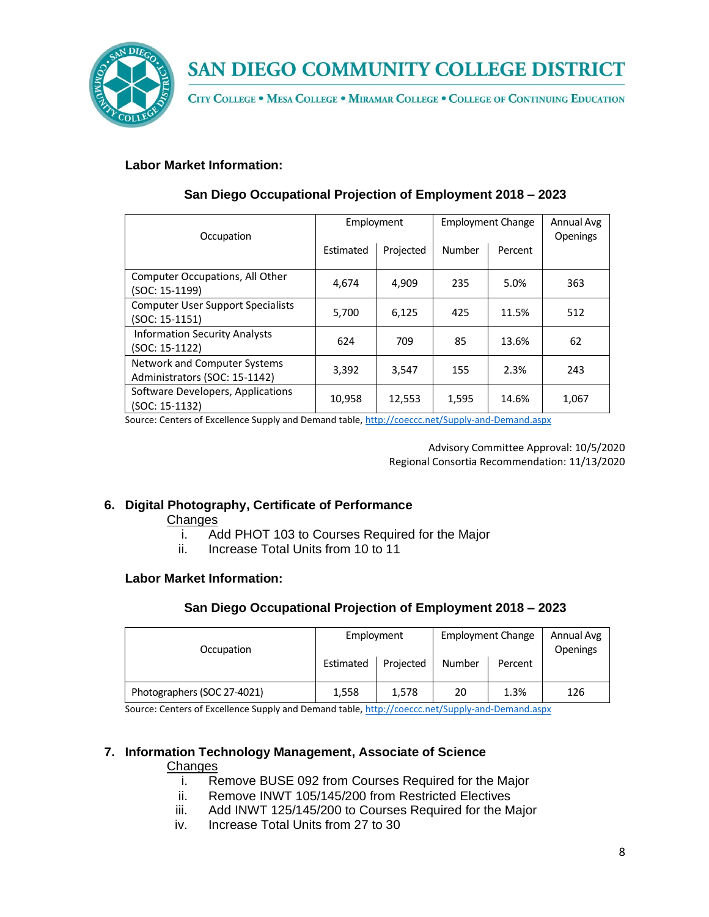**Labor Market Information:**

**San Diego Occupational Projection of Employment 2018 – 2023**

| Occupation | Employment | | Employment Change | | Annual Avg Openings |
|---|---|---|---|---|---|
| | Estimated | Projected | Number | Percent | |
| Computer Occupations, All Other (SOC: 15-1199) | 4,674 | 4,909 | 235 | 5.0% | 363 |
| Computer User Support Specialists (SOC: 15-1151) | 5,700 | 6,125 | 425 | 11.5% | 512 |
| Information Security Analysts (SOC: 15-1122) | 624 | 709 | 85 | 13.6% | 62 |
| Network and Computer Systems Administrators (SOC: 15-1142) | 3,392 | 3,547 | 155 | 2.3% | 243 |
| Software Developers, Applications (SOC: 15-1132) | 10,958 | 12,553 | 1,595 | 14.6% | 1,067 |

Source: Centers of Excellence Supply and Demand table, http://coeccc.net/Supply-and-Demand.aspx

Advisory Committee Approval: 10/5/2020
Regional Consortia Recommendation: 11/13/2020

## 6. Digital Photography, Certificate of Performance

Changes

i. Add PHOT 103 to Courses Required for the Major
ii. Increase Total Units from 10 to 11

**Labor Market Information:**

**San Diego Occupational Projection of Employment 2018 – 2023**

| Occupation | Employment | | Employment Change | | Annual Avg Openings |
|---|---|---|---|---|---|
| | Estimated | Projected | Number | Percent | |
| Photographers (SOC 27-4021) | 1,558 | 1,578 | 20 | 1.3% | 126 |

Source: Centers of Excellence Supply and Demand table, http://coeccc.net/Supply-and-Demand.aspx

## 7. Information Technology Management, Associate of Science

Changes

i. Remove BUSE 092 from Courses Required for the Major
ii. Remove INWT 105/145/200 from Restricted Electives
iii. Add INWT 125/145/200 to Courses Required for the Major
iv. Increase Total Units from 27 to 30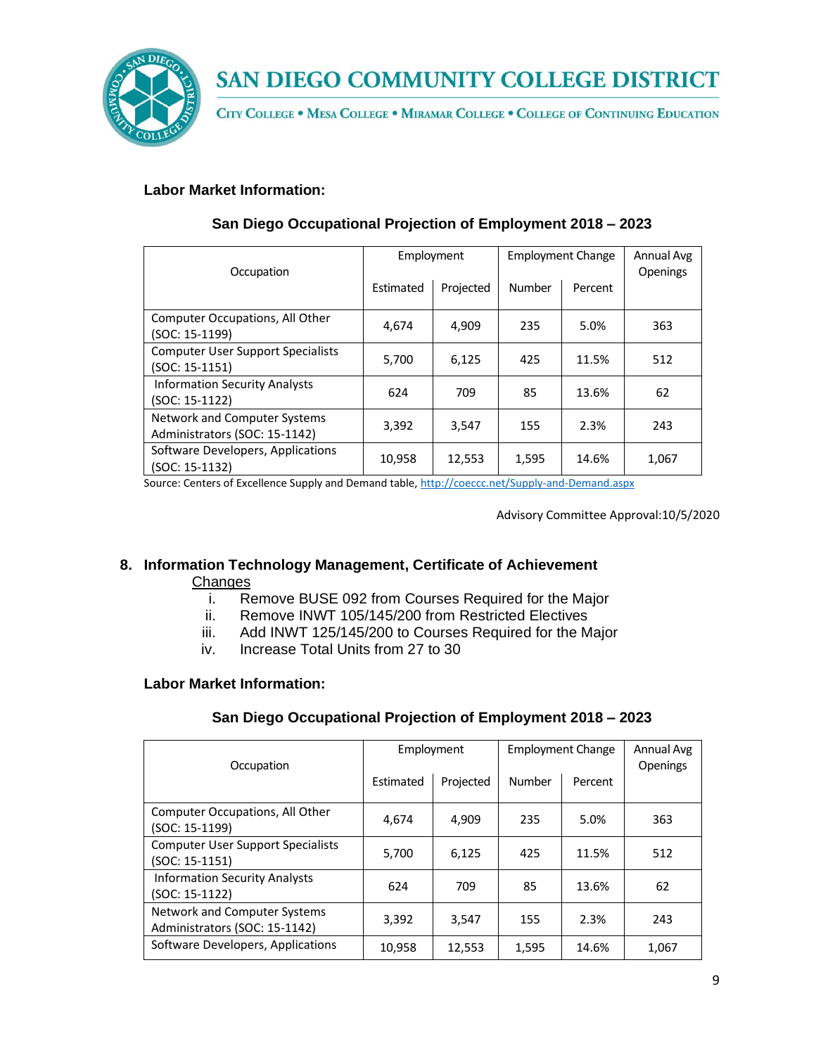**Labor Market Information:**

**San Diego Occupational Projection of Employment 2018 – 2023**

| Occupation | Employment | | Employment Change | | Annual Avg Openings |
|---|---|---|---|---|---|
| | Estimated | Projected | Number | Percent | |
| Computer Occupations, All Other (SOC: 15-1199) | 4,674 | 4,909 | 235 | 5.0% | 363 |
| Computer User Support Specialists (SOC: 15-1151) | 5,700 | 6,125 | 425 | 11.5% | 512 |
| Information Security Analysts (SOC: 15-1122) | 624 | 709 | 85 | 13.6% | 62 |
| Network and Computer Systems Administrators (SOC: 15-1142) | 3,392 | 3,547 | 155 | 2.3% | 243 |
| Software Developers, Applications (SOC: 15-1132) | 10,958 | 12,553 | 1,595 | 14.6% | 1,067 |

Source: Centers of Excellence Supply and Demand table, http://coeccc.net/Supply-and-Demand.aspx

Advisory Committee Approval:10/5/2020

**8. Information Technology Management, Certificate of Achievement**

Changes

i. Remove BUSE 092 from Courses Required for the Major
ii. Remove INWT 105/145/200 from Restricted Electives
iii. Add INWT 125/145/200 to Courses Required for the Major
iv. Increase Total Units from 27 to 30

**Labor Market Information:**

**San Diego Occupational Projection of Employment 2018 – 2023**

| Occupation | Employment | | Employment Change | | Annual Avg Openings |
|---|---|---|---|---|---|
| | Estimated | Projected | Number | Percent | |
| Computer Occupations, All Other (SOC: 15-1199) | 4,674 | 4,909 | 235 | 5.0% | 363 |
| Computer User Support Specialists (SOC: 15-1151) | 5,700 | 6,125 | 425 | 11.5% | 512 |
| Information Security Analysts (SOC: 15-1122) | 624 | 709 | 85 | 13.6% | 62 |
| Network and Computer Systems Administrators (SOC: 15-1142) | 3,392 | 3,547 | 155 | 2.3% | 243 |
| Software Developers, Applications | 10,958 | 12,553 | 1,595 | 14.6% | 1,067 |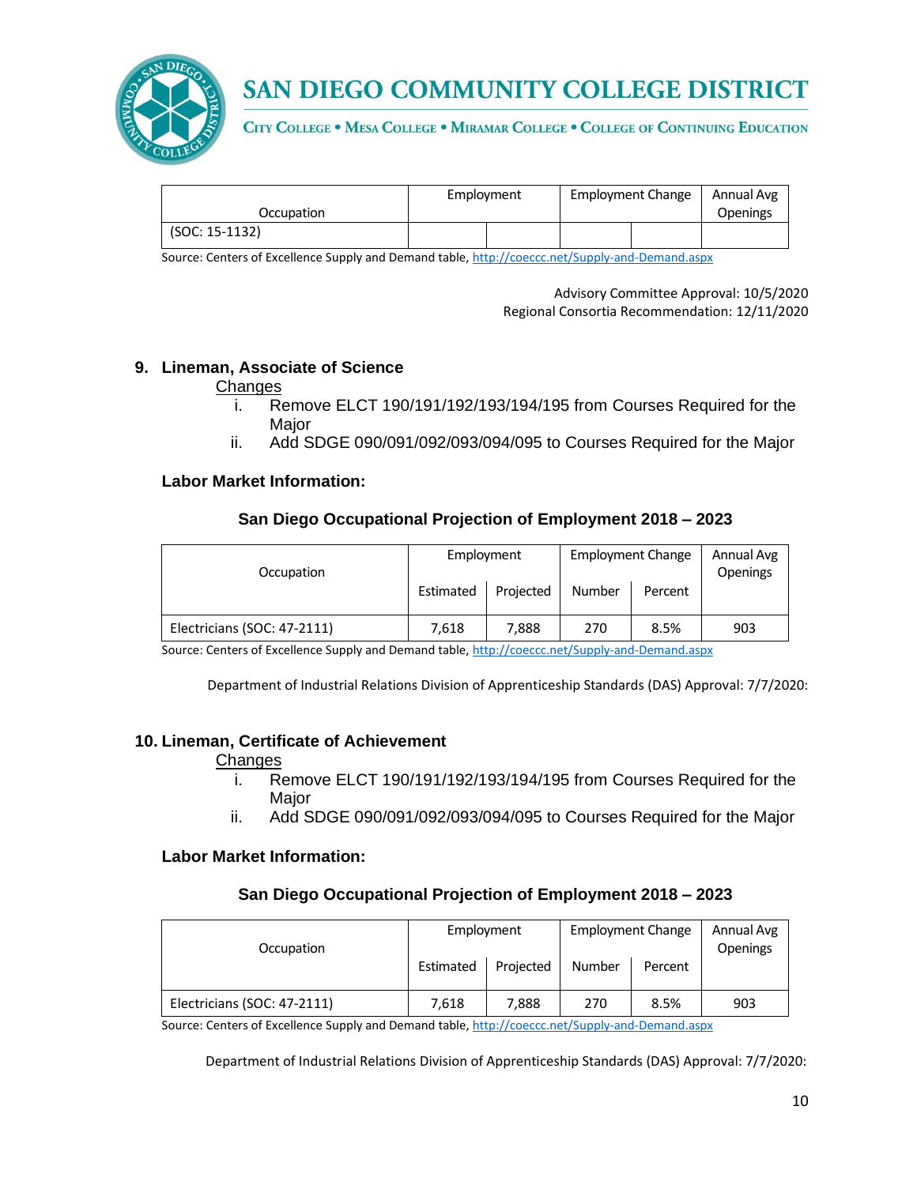| Occupation | Employment | | Employment Change | | Annual Avg Openings |
|---|---|---|---|---|---|
| (SOC: 15-1132) | | | | | |

Source: Centers of Excellence Supply and Demand table, http://coeccc.net/Supply-and-Demand.aspx

Advisory Committee Approval: 10/5/2020
Regional Consortia Recommendation: 12/11/2020

## 9. Lineman, Associate of Science

Changes

i. Remove ELCT 190/191/192/193/194/195 from Courses Required for the Major
ii. Add SDGE 090/091/092/093/094/095 to Courses Required for the Major

**Labor Market Information:**

**San Diego Occupational Projection of Employment 2018 – 2023**

| Occupation | Employment | | Employment Change | | Annual Avg Openings |
|---|---|---|---|---|---|
| | Estimated | Projected | Number | Percent | |
| Electricians (SOC: 47-2111) | 7,618 | 7,888 | 270 | 8.5% | 903 |

Source: Centers of Excellence Supply and Demand table, http://coeccc.net/Supply-and-Demand.aspx

Department of Industrial Relations Division of Apprenticeship Standards (DAS) Approval: 7/7/2020:

## 10. Lineman, Certificate of Achievement

Changes

i. Remove ELCT 190/191/192/193/194/195 from Courses Required for the Major
ii. Add SDGE 090/091/092/093/094/095 to Courses Required for the Major

**Labor Market Information:**

**San Diego Occupational Projection of Employment 2018 – 2023**

| Occupation | Employment | | Employment Change | | Annual Avg Openings |
|---|---|---|---|---|---|
| | Estimated | Projected | Number | Percent | |
| Electricians (SOC: 47-2111) | 7,618 | 7,888 | 270 | 8.5% | 903 |

Source: Centers of Excellence Supply and Demand table, http://coeccc.net/Supply-and-Demand.aspx

Department of Industrial Relations Division of Apprenticeship Standards (DAS) Approval: 7/7/2020: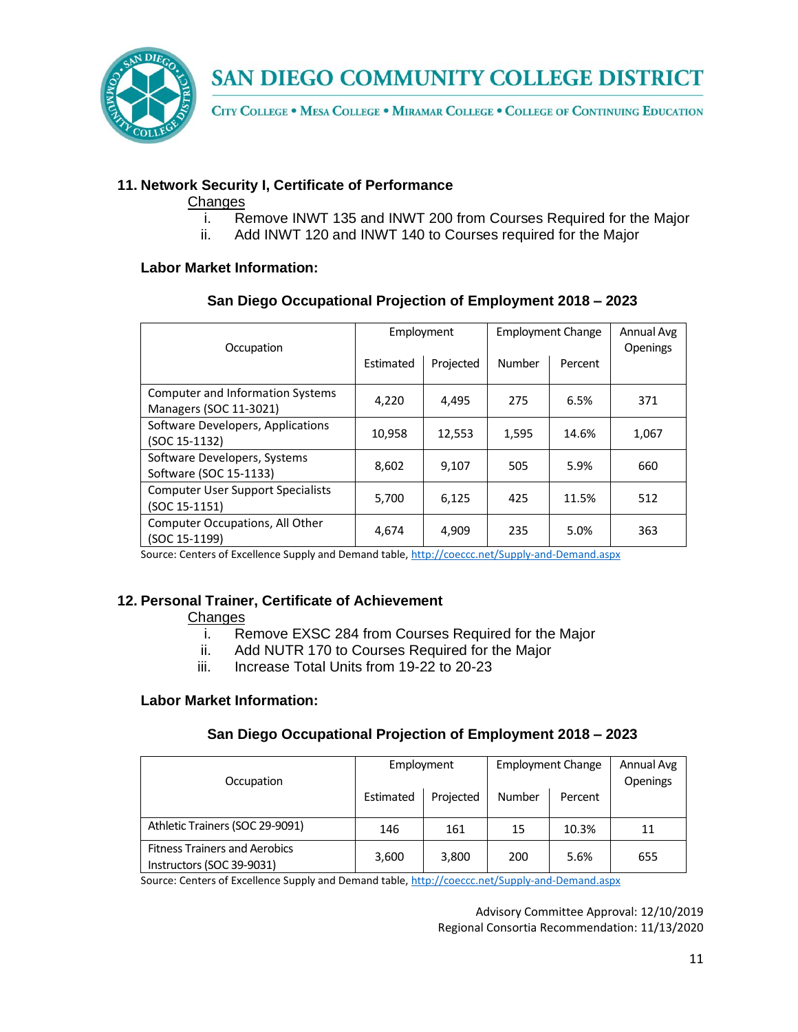### 11. Network Security I, Certificate of Performance

Changes

i. Remove INWT 135 and INWT 200 from Courses Required for the Major
ii. Add INWT 120 and INWT 140 to Courses required for the Major

**Labor Market Information:**

**San Diego Occupational Projection of Employment 2018 – 2023**

| Occupation | Employment | | Employment Change | | Annual Avg Openings |
|---|---|---|---|---|---|
| | Estimated | Projected | Number | Percent | |
| Computer and Information Systems Managers (SOC 11-3021) | 4,220 | 4,495 | 275 | 6.5% | 371 |
| Software Developers, Applications (SOC 15-1132) | 10,958 | 12,553 | 1,595 | 14.6% | 1,067 |
| Software Developers, Systems Software (SOC 15-1133) | 8,602 | 9,107 | 505 | 5.9% | 660 |
| Computer User Support Specialists (SOC 15-1151) | 5,700 | 6,125 | 425 | 11.5% | 512 |
| Computer Occupations, All Other (SOC 15-1199) | 4,674 | 4,909 | 235 | 5.0% | 363 |

Source: Centers of Excellence Supply and Demand table, http://coeccc.net/Supply-and-Demand.aspx

### 12. Personal Trainer, Certificate of Achievement

Changes

i. Remove EXSC 284 from Courses Required for the Major
ii. Add NUTR 170 to Courses Required for the Major
iii. Increase Total Units from 19-22 to 20-23

**Labor Market Information:**

**San Diego Occupational Projection of Employment 2018 – 2023**

| Occupation | Employment | | Employment Change | | Annual Avg Openings |
|---|---|---|---|---|---|
| | Estimated | Projected | Number | Percent | |
| Athletic Trainers (SOC 29-9091) | 146 | 161 | 15 | 10.3% | 11 |
| Fitness Trainers and Aerobics Instructors (SOC 39-9031) | 3,600 | 3,800 | 200 | 5.6% | 655 |

Source: Centers of Excellence Supply and Demand table, http://coeccc.net/Supply-and-Demand.aspx

Advisory Committee Approval: 12/10/2019
Regional Consortia Recommendation: 11/13/2020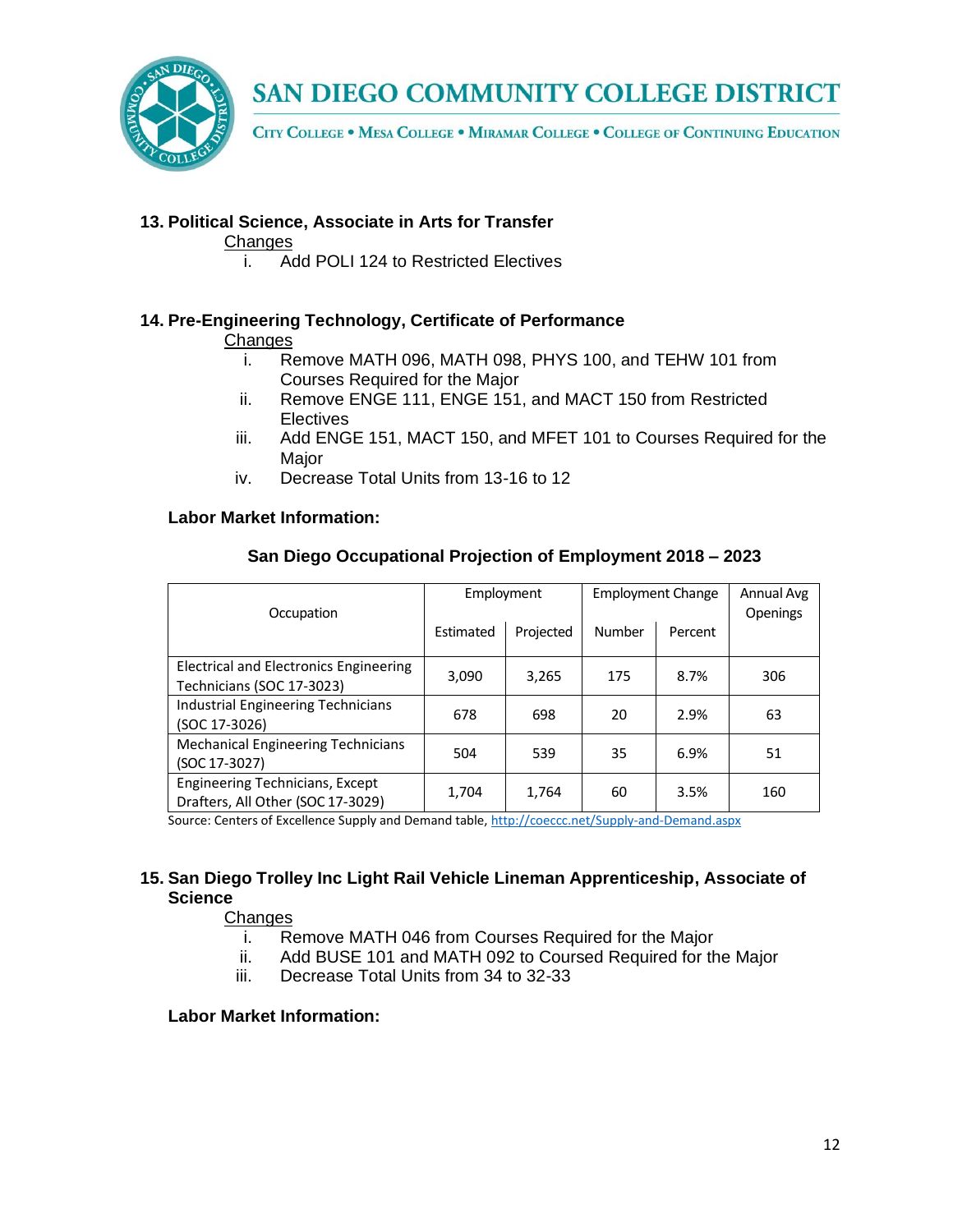### 13. Political Science, Associate in Arts for Transfer

<u>Changes</u>

i. Add POLI 124 to Restricted Electives

### 14. Pre-Engineering Technology, Certificate of Performance

<u>Changes</u>

i. Remove MATH 096, MATH 098, PHYS 100, and TEHW 101 from Courses Required for the Major
ii. Remove ENGE 111, ENGE 151, and MACT 150 from Restricted Electives
iii. Add ENGE 151, MACT 150, and MFET 101 to Courses Required for the Major
iv. Decrease Total Units from 13-16 to 12

**Labor Market Information:**

**San Diego Occupational Projection of Employment 2018 – 2023**

| Occupation | Employment | | Employment Change | | Annual Avg Openings |
|---|---|---|---|---|---|
| | Estimated | Projected | Number | Percent | |
| Electrical and Electronics Engineering Technicians (SOC 17-3023) | 3,090 | 3,265 | 175 | 8.7% | 306 |
| Industrial Engineering Technicians (SOC 17-3026) | 678 | 698 | 20 | 2.9% | 63 |
| Mechanical Engineering Technicians (SOC 17-3027) | 504 | 539 | 35 | 6.9% | 51 |
| Engineering Technicians, Except Drafters, All Other (SOC 17-3029) | 1,704 | 1,764 | 60 | 3.5% | 160 |

Source: Centers of Excellence Supply and Demand table, http://coeccc.net/Supply-and-Demand.aspx

### 15. San Diego Trolley Inc Light Rail Vehicle Lineman Apprenticeship, Associate of Science

<u>Changes</u>

i. Remove MATH 046 from Courses Required for the Major
ii. Add BUSE 101 and MATH 092 to Coursed Required for the Major
iii. Decrease Total Units from 34 to 32-33

**Labor Market Information:**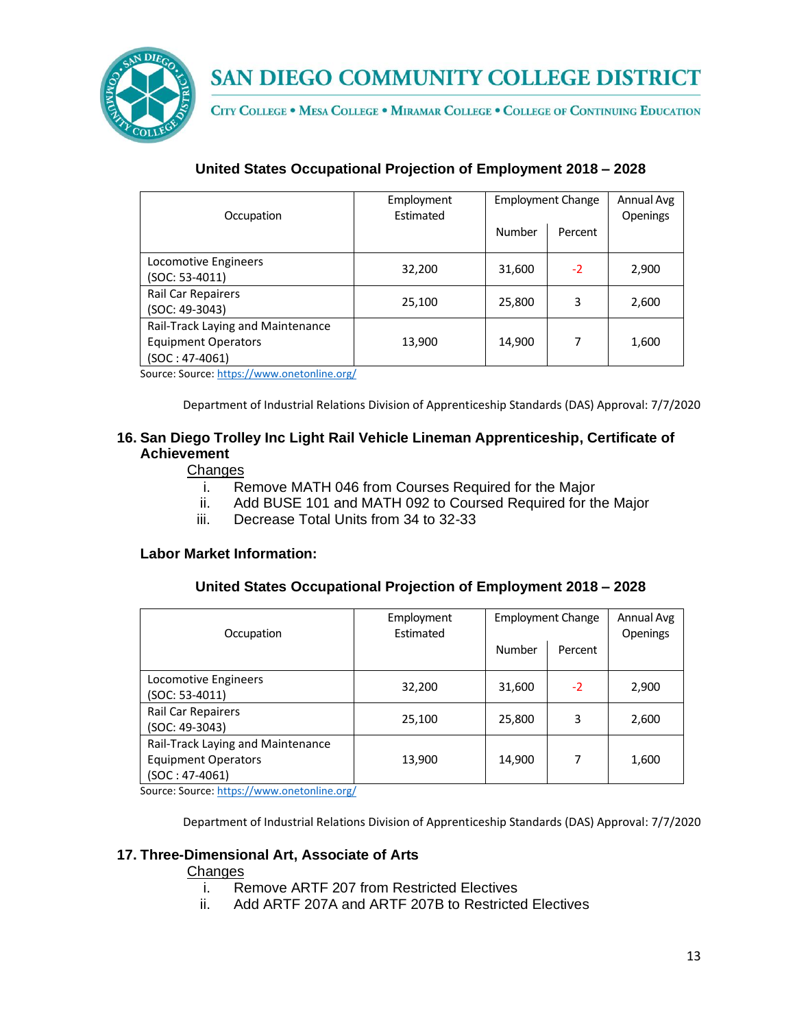### United States Occupational Projection of Employment 2018 – 2028

| Occupation | Employment Estimated | Employment Change | | Annual Avg Openings |
|---|---|---|---|---|
| | | Number | Percent | |
| Locomotive Engineers (SOC: 53-4011) | 32,200 | 31,600 | -2 | 2,900 |
| Rail Car Repairers (SOC: 49-3043) | 25,100 | 25,800 | 3 | 2,600 |
| Rail-Track Laying and Maintenance Equipment Operators (SOC : 47-4061) | 13,900 | 14,900 | 7 | 1,600 |

Source: Source: https://www.onetonline.org/

Department of Industrial Relations Division of Apprenticeship Standards (DAS) Approval: 7/7/2020

### 16. San Diego Trolley Inc Light Rail Vehicle Lineman Apprenticeship, Certificate of Achievement

Changes

i. Remove MATH 046 from Courses Required for the Major
ii. Add BUSE 101 and MATH 092 to Coursed Required for the Major
iii. Decrease Total Units from 34 to 32-33

**Labor Market Information:**

### United States Occupational Projection of Employment 2018 – 2028

| Occupation | Employment Estimated | Employment Change | | Annual Avg Openings |
|---|---|---|---|---|
| | | Number | Percent | |
| Locomotive Engineers (SOC: 53-4011) | 32,200 | 31,600 | -2 | 2,900 |
| Rail Car Repairers (SOC: 49-3043) | 25,100 | 25,800 | 3 | 2,600 |
| Rail-Track Laying and Maintenance Equipment Operators (SOC : 47-4061) | 13,900 | 14,900 | 7 | 1,600 |

Source: Source: https://www.onetonline.org/

Department of Industrial Relations Division of Apprenticeship Standards (DAS) Approval: 7/7/2020

### 17. Three-Dimensional Art, Associate of Arts

Changes

i. Remove ARTF 207 from Restricted Electives
ii. Add ARTF 207A and ARTF 207B to Restricted Electives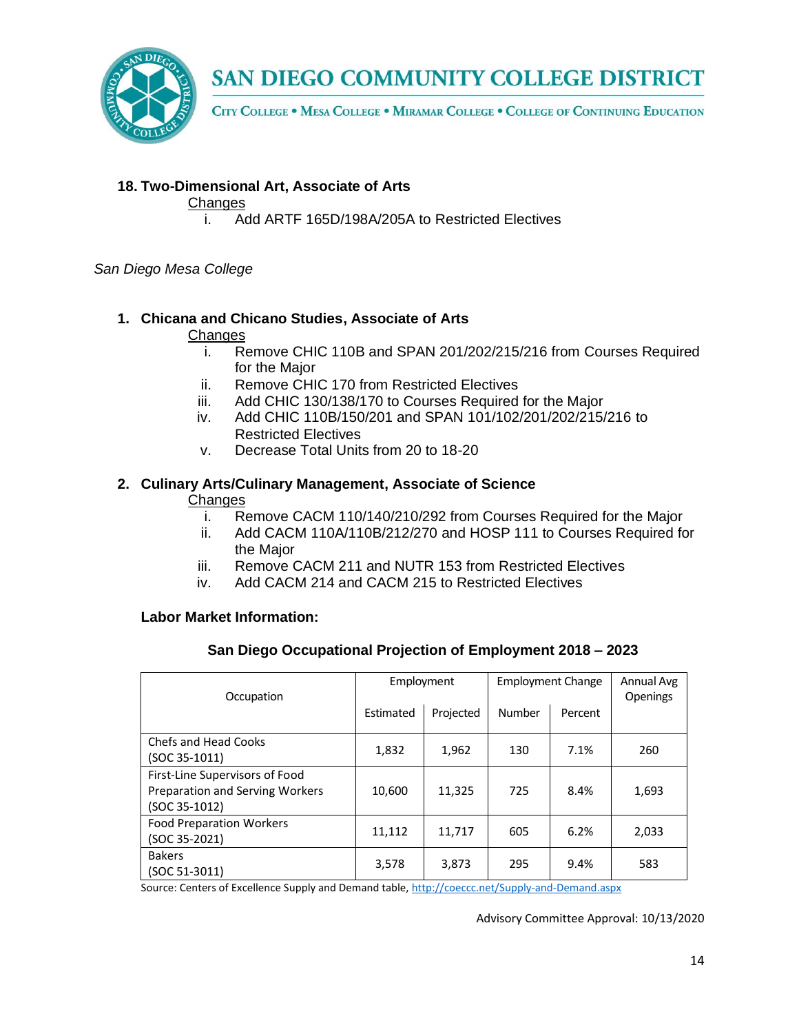**18. Two-Dimensional Art, Associate of Arts**

Changes

i. Add ARTF 165D/198A/205A to Restricted Electives

*San Diego Mesa College*

**1. Chicana and Chicano Studies, Associate of Arts**

Changes

i. Remove CHIC 110B and SPAN 201/202/215/216 from Courses Required for the Major
ii. Remove CHIC 170 from Restricted Electives
iii. Add CHIC 130/138/170 to Courses Required for the Major
iv. Add CHIC 110B/150/201 and SPAN 101/102/201/202/215/216 to Restricted Electives
v. Decrease Total Units from 20 to 18-20

**2. Culinary Arts/Culinary Management, Associate of Science**

Changes

i. Remove CACM 110/140/210/292 from Courses Required for the Major
ii. Add CACM 110A/110B/212/270 and HOSP 111 to Courses Required for the Major
iii. Remove CACM 211 and NUTR 153 from Restricted Electives
iv. Add CACM 214 and CACM 215 to Restricted Electives

**Labor Market Information:**

**San Diego Occupational Projection of Employment 2018 – 2023**

| Occupation | Employment | | Employment Change | | Annual Avg Openings |
|---|---|---|---|---|---|
| | Estimated | Projected | Number | Percent | |
| Chefs and Head Cooks (SOC 35-1011) | 1,832 | 1,962 | 130 | 7.1% | 260 |
| First-Line Supervisors of Food Preparation and Serving Workers (SOC 35-1012) | 10,600 | 11,325 | 725 | 8.4% | 1,693 |
| Food Preparation Workers (SOC 35-2021) | 11,112 | 11,717 | 605 | 6.2% | 2,033 |
| Bakers (SOC 51-3011) | 3,578 | 3,873 | 295 | 9.4% | 583 |

Source: Centers of Excellence Supply and Demand table, http://coeccc.net/Supply-and-Demand.aspx

Advisory Committee Approval: 10/13/2020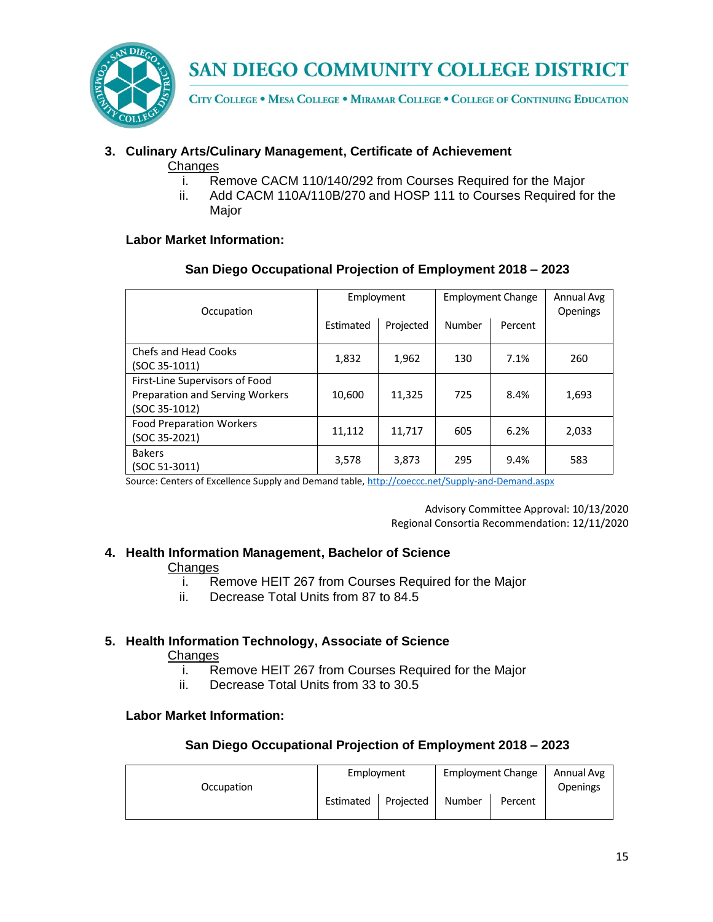3. **Culinary Arts/Culinary Management, Certificate of Achievement**

   Changes

   i. Remove CACM 110/140/292 from Courses Required for the Major
   ii. Add CACM 110A/110B/270 and HOSP 111 to Courses Required for the Major

   **Labor Market Information:**

   **San Diego Occupational Projection of Employment 2018 – 2023**

| Occupation | Employment | | Employment Change | | Annual Avg Openings |
|---|---|---|---|---|---|
| | Estimated | Projected | Number | Percent | |
| Chefs and Head Cooks (SOC 35-1011) | 1,832 | 1,962 | 130 | 7.1% | 260 |
| First-Line Supervisors of Food Preparation and Serving Workers (SOC 35-1012) | 10,600 | 11,325 | 725 | 8.4% | 1,693 |
| Food Preparation Workers (SOC 35-2021) | 11,112 | 11,717 | 605 | 6.2% | 2,033 |
| Bakers (SOC 51-3011) | 3,578 | 3,873 | 295 | 9.4% | 583 |

Source: Centers of Excellence Supply and Demand table, http://coeccc.net/Supply-and-Demand.aspx

Advisory Committee Approval: 10/13/2020
Regional Consortia Recommendation: 12/11/2020

4. **Health Information Management, Bachelor of Science**

   Changes

   i. Remove HEIT 267 from Courses Required for the Major
   ii. Decrease Total Units from 87 to 84.5

5. **Health Information Technology, Associate of Science**

   Changes

   i. Remove HEIT 267 from Courses Required for the Major
   ii. Decrease Total Units from 33 to 30.5

   **Labor Market Information:**

   **San Diego Occupational Projection of Employment 2018 – 2023**

| Occupation | Employment | | Employment Change | | Annual Avg Openings |
|---|---|---|---|---|---|
| | Estimated | Projected | Number | Percent | |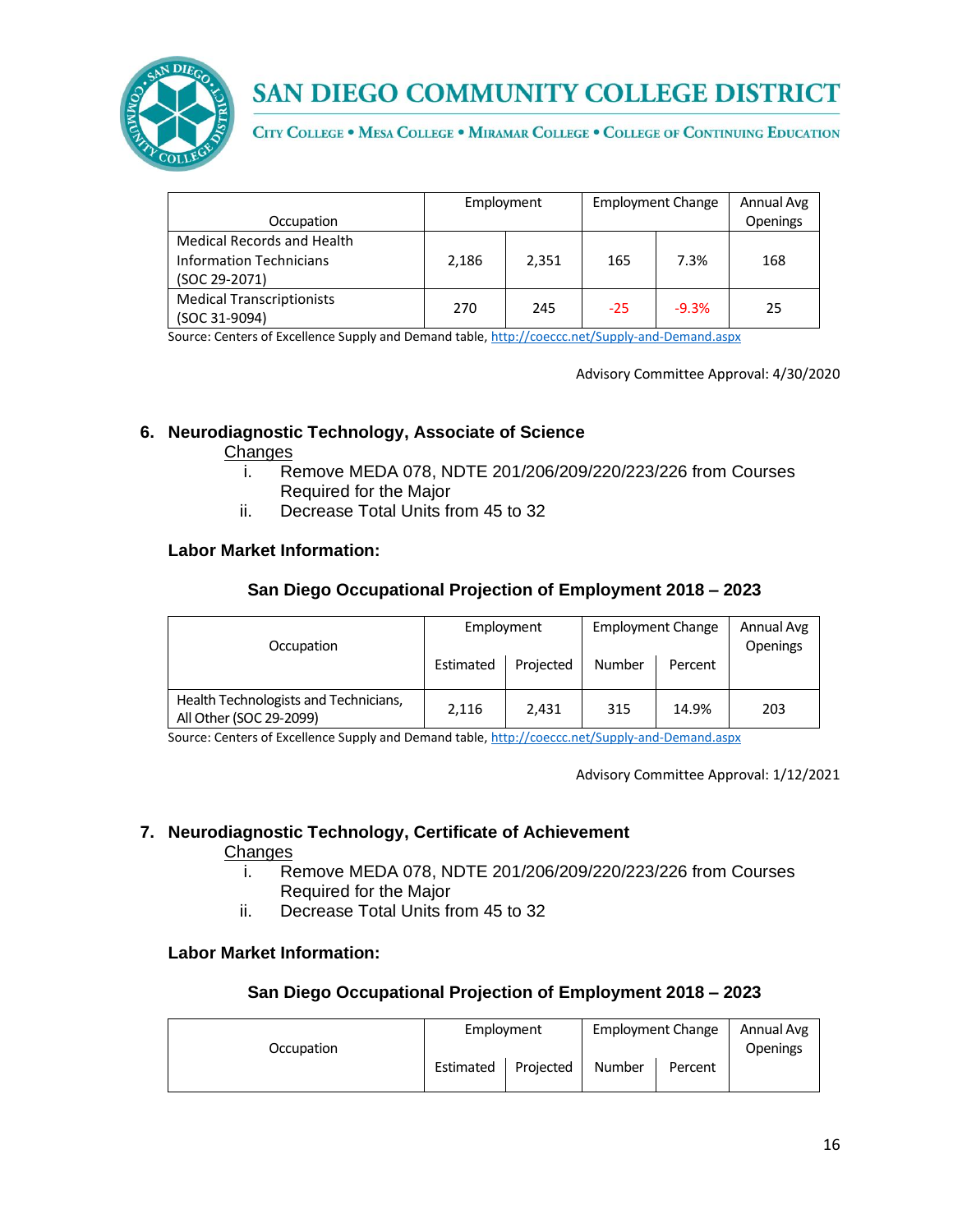| Occupation | Employment | | Employment Change | | Annual Avg Openings |
|---|---|---|---|---|---|
| Medical Records and Health Information Technicians (SOC 29-2071) | 2,186 | 2,351 | 165 | 7.3% | 168 |
| Medical Transcriptionists (SOC 31-9094) | 270 | 245 | -25 | -9.3% | 25 |

Source: Centers of Excellence Supply and Demand table, http://coeccc.net/Supply-and-Demand.aspx

Advisory Committee Approval: 4/30/2020

## 6. Neurodiagnostic Technology, Associate of Science

Changes

i. Remove MEDA 078, NDTE 201/206/209/220/223/226 from Courses Required for the Major

ii. Decrease Total Units from 45 to 32

**Labor Market Information:**

**San Diego Occupational Projection of Employment 2018 – 2023**

| Occupation | Employment | | Employment Change | | Annual Avg Openings |
|---|---|---|---|---|---|
| | Estimated | Projected | Number | Percent | |
| Health Technologists and Technicians, All Other (SOC 29-2099) | 2,116 | 2,431 | 315 | 14.9% | 203 |

Source: Centers of Excellence Supply and Demand table, http://coeccc.net/Supply-and-Demand.aspx

Advisory Committee Approval: 1/12/2021

## 7. Neurodiagnostic Technology, Certificate of Achievement

Changes

i. Remove MEDA 078, NDTE 201/206/209/220/223/226 from Courses Required for the Major

ii. Decrease Total Units from 45 to 32

**Labor Market Information:**

**San Diego Occupational Projection of Employment 2018 – 2023**

| Occupation | Employment | | Employment Change | | Annual Avg Openings |
|---|---|---|---|---|---|
| | Estimated | Projected | Number | Percent | |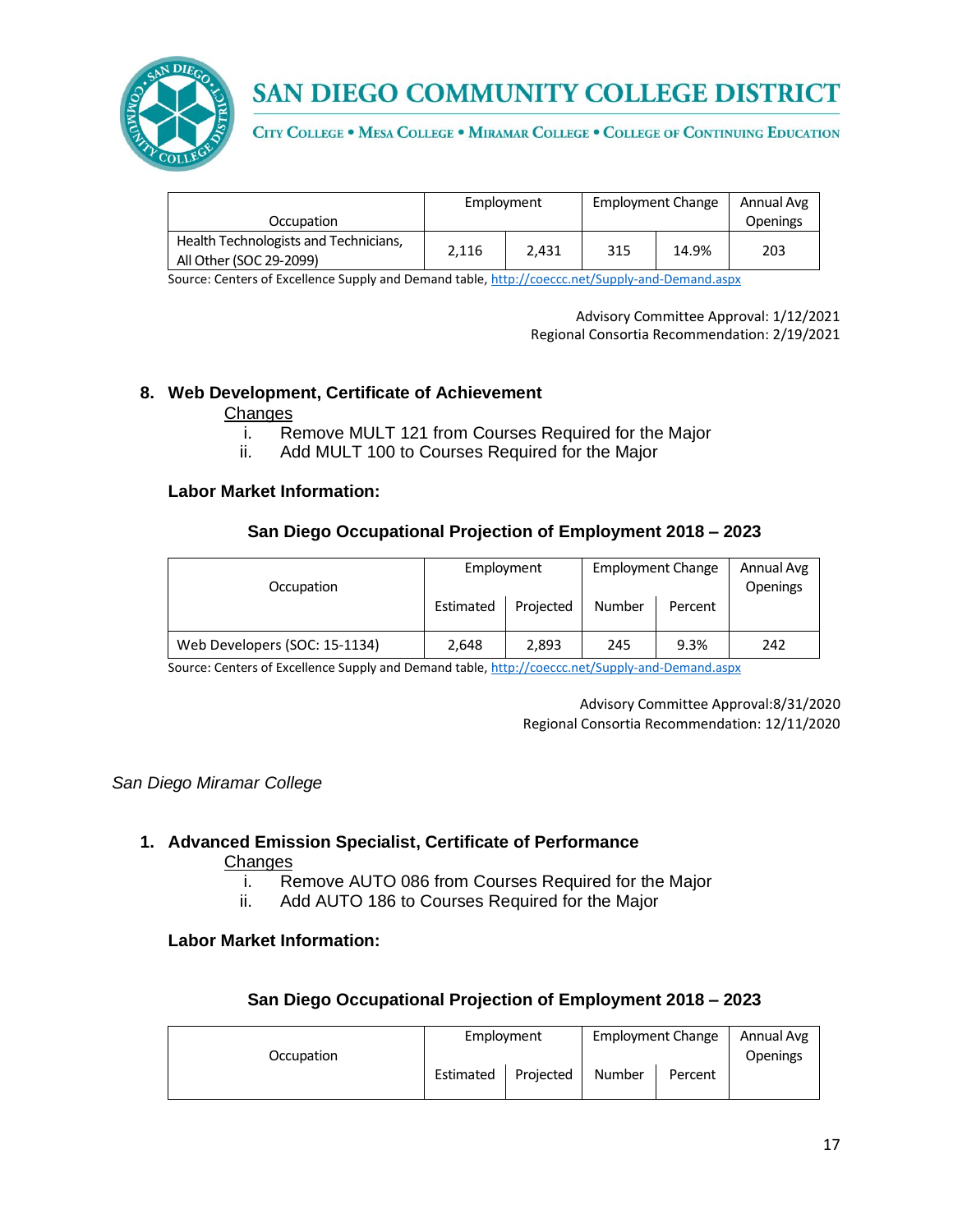| Occupation | Employment | | Employment Change | | Annual Avg Openings |
|---|---|---|---|---|---|
| Health Technologists and Technicians, All Other (SOC 29-2099) | 2,116 | 2,431 | 315 | 14.9% | 203 |

Source: Centers of Excellence Supply and Demand table, http://coeccc.net/Supply-and-Demand.aspx

Advisory Committee Approval: 1/12/2021
Regional Consortia Recommendation: 2/19/2021

8. **Web Development, Certificate of Achievement**

   Changes

   i. Remove MULT 121 from Courses Required for the Major
   ii. Add MULT 100 to Courses Required for the Major

**Labor Market Information:**

**San Diego Occupational Projection of Employment 2018 – 2023**

| Occupation | Employment | | Employment Change | | Annual Avg Openings |
|---|---|---|---|---|---|
| | Estimated | Projected | Number | Percent | |
| Web Developers (SOC: 15-1134) | 2,648 | 2,893 | 245 | 9.3% | 242 |

Source: Centers of Excellence Supply and Demand table, http://coeccc.net/Supply-and-Demand.aspx

Advisory Committee Approval:8/31/2020
Regional Consortia Recommendation: 12/11/2020

*San Diego Miramar College*

1. **Advanced Emission Specialist, Certificate of Performance**

   Changes

   i. Remove AUTO 086 from Courses Required for the Major
   ii. Add AUTO 186 to Courses Required for the Major

**Labor Market Information:**

**San Diego Occupational Projection of Employment 2018 – 2023**

| Occupation | Employment | | Employment Change | | Annual Avg Openings |
|---|---|---|---|---|---|
| | Estimated | Projected | Number | Percent | |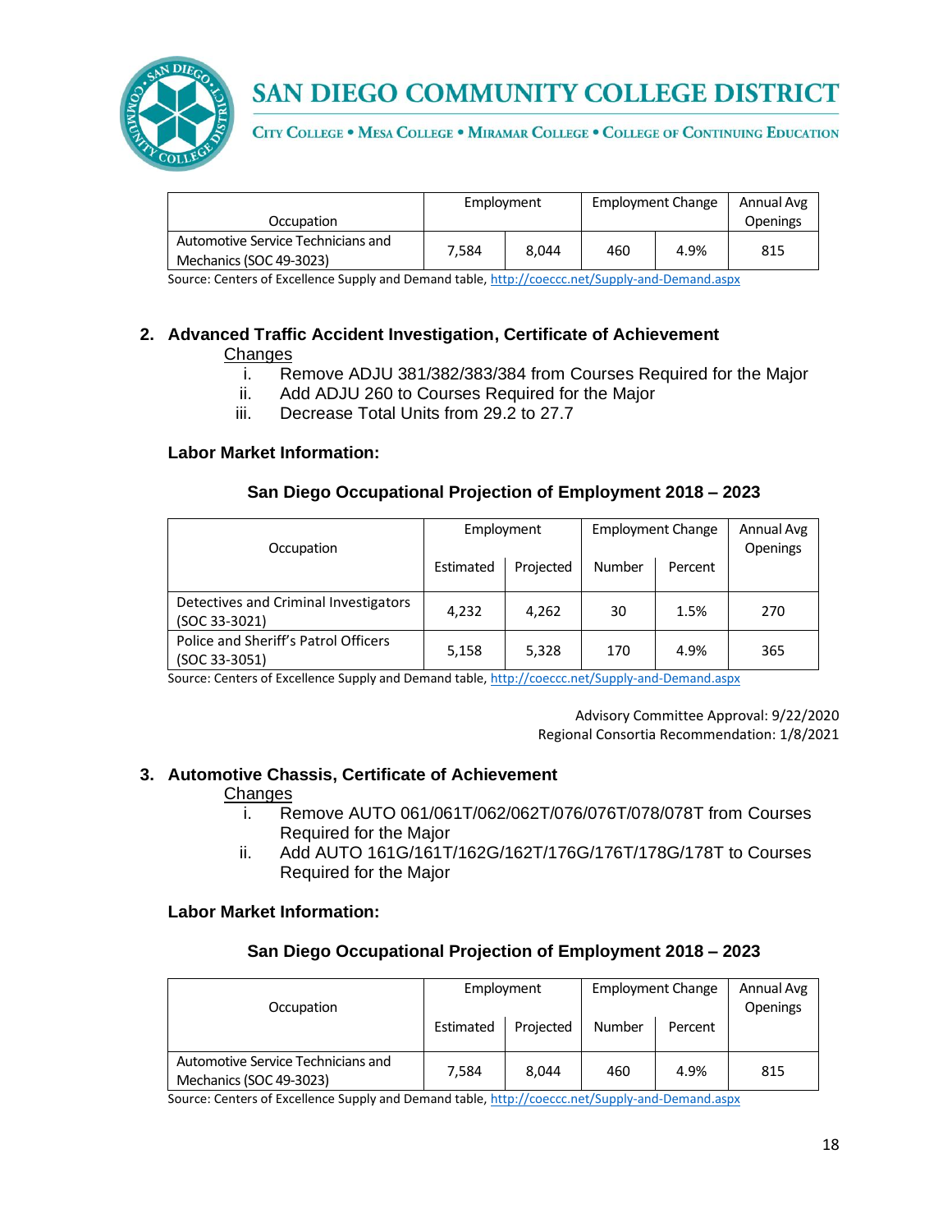| Occupation | Employment | | Employment Change | | Annual Avg Openings |
|---|---|---|---|---|---|
| Automotive Service Technicians and Mechanics (SOC 49-3023) | 7,584 | 8,044 | 460 | 4.9% | 815 |

Source: Centers of Excellence Supply and Demand table, http://coeccc.net/Supply-and-Demand.aspx

2. **Advanced Traffic Accident Investigation, Certificate of Achievement**

   Changes

   i. Remove ADJU 381/382/383/384 from Courses Required for the Major
   ii. Add ADJU 260 to Courses Required for the Major
   iii. Decrease Total Units from 29.2 to 27.7

   **Labor Market Information:**

   **San Diego Occupational Projection of Employment 2018 – 2023**

| Occupation | Employment | | Employment Change | | Annual Avg Openings |
|---|---|---|---|---|---|
| | Estimated | Projected | Number | Percent | |
| Detectives and Criminal Investigators (SOC 33-3021) | 4,232 | 4,262 | 30 | 1.5% | 270 |
| Police and Sheriff's Patrol Officers (SOC 33-3051) | 5,158 | 5,328 | 170 | 4.9% | 365 |

Source: Centers of Excellence Supply and Demand table, http://coeccc.net/Supply-and-Demand.aspx

Advisory Committee Approval: 9/22/2020
Regional Consortia Recommendation: 1/8/2021

3. **Automotive Chassis, Certificate of Achievement**

   Changes

   i. Remove AUTO 061/061T/062/062T/076/076T/078/078T from Courses Required for the Major
   ii. Add AUTO 161G/161T/162G/162T/176G/176T/178G/178T to Courses Required for the Major

   **Labor Market Information:**

   **San Diego Occupational Projection of Employment 2018 – 2023**

| Occupation | Employment | | Employment Change | | Annual Avg Openings |
|---|---|---|---|---|---|
| | Estimated | Projected | Number | Percent | |
| Automotive Service Technicians and Mechanics (SOC 49-3023) | 7,584 | 8,044 | 460 | 4.9% | 815 |

Source: Centers of Excellence Supply and Demand table, http://coeccc.net/Supply-and-Demand.aspx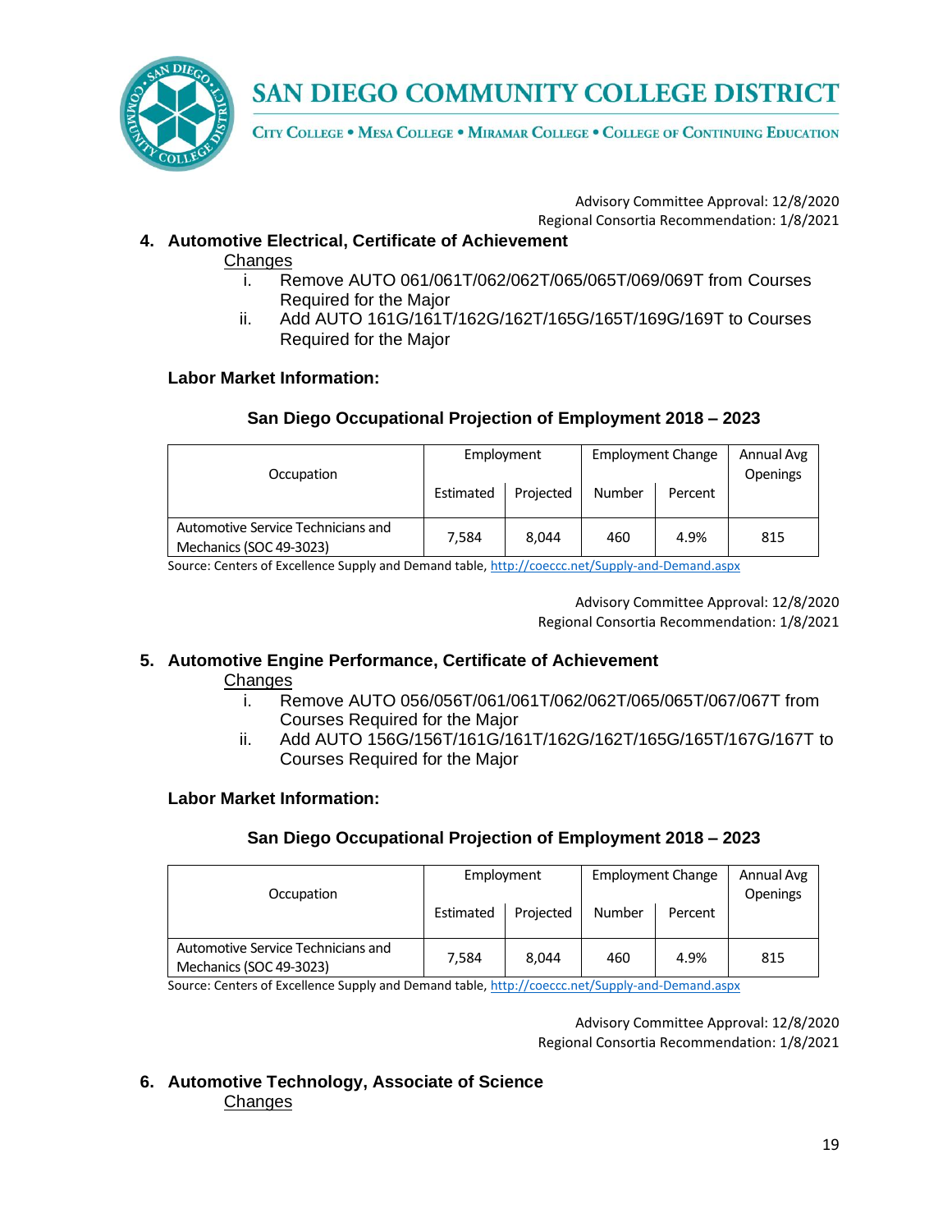Advisory Committee Approval: 12/8/2020
Regional Consortia Recommendation: 1/8/2021

**4. Automotive Electrical, Certificate of Achievement**

Changes

i. Remove AUTO 061/061T/062/062T/065/065T/069/069T from Courses Required for the Major
ii. Add AUTO 161G/161T/162G/162T/165G/165T/169G/169T to Courses Required for the Major

**Labor Market Information:**

**San Diego Occupational Projection of Employment 2018 – 2023**

| Occupation | Employment | | Employment Change | | Annual Avg Openings |
|---|---|---|---|---|---|
| | Estimated | Projected | Number | Percent | |
| Automotive Service Technicians and Mechanics (SOC 49-3023) | 7,584 | 8,044 | 460 | 4.9% | 815 |

Source: Centers of Excellence Supply and Demand table, http://coeccc.net/Supply-and-Demand.aspx

Advisory Committee Approval: 12/8/2020
Regional Consortia Recommendation: 1/8/2021

**5. Automotive Engine Performance, Certificate of Achievement**

Changes

i. Remove AUTO 056/056T/061/061T/062/062T/065/065T/067/067T from Courses Required for the Major
ii. Add AUTO 156G/156T/161G/161T/162G/162T/165G/165T/167G/167T to Courses Required for the Major

**Labor Market Information:**

**San Diego Occupational Projection of Employment 2018 – 2023**

| Occupation | Employment | | Employment Change | | Annual Avg Openings |
|---|---|---|---|---|---|
| | Estimated | Projected | Number | Percent | |
| Automotive Service Technicians and Mechanics (SOC 49-3023) | 7,584 | 8,044 | 460 | 4.9% | 815 |

Source: Centers of Excellence Supply and Demand table, http://coeccc.net/Supply-and-Demand.aspx

Advisory Committee Approval: 12/8/2020
Regional Consortia Recommendation: 1/8/2021

**6. Automotive Technology, Associate of Science**

Changes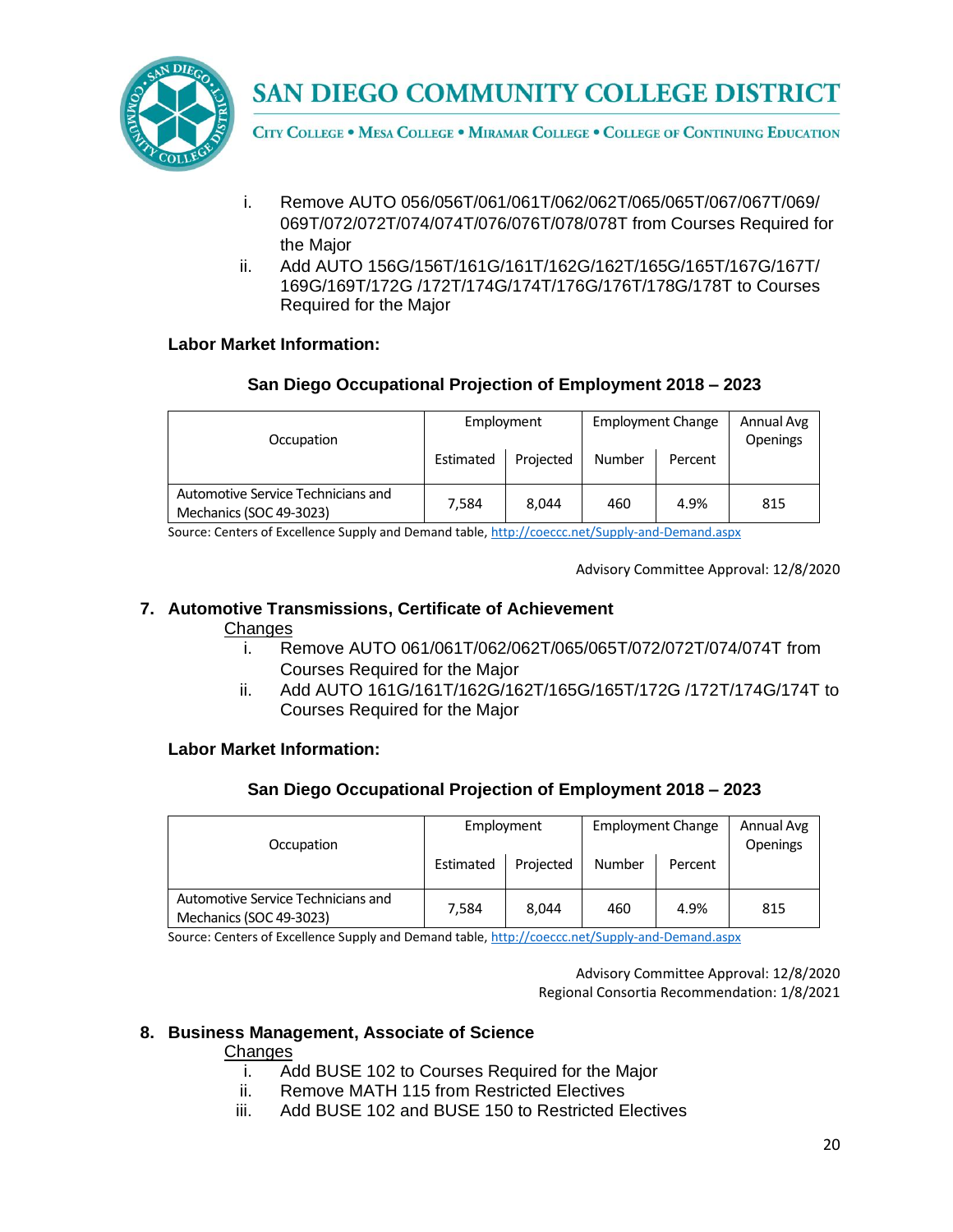i. Remove AUTO 056/056T/061/061T/062/062T/065/065T/067/067T/069/069T/072/072T/074/074T/076/076T/078/078T from Courses Required for the Major
ii. Add AUTO 156G/156T/161G/161T/162G/162T/165G/165T/167G/167T/169G/169T/172G /172T/174G/174T/176G/176T/178G/178T to Courses Required for the Major

**Labor Market Information:**

**San Diego Occupational Projection of Employment 2018 – 2023**

| Occupation | Employment | | Employment Change | | Annual Avg Openings |
|---|---|---|---|---|---|
| | Estimated | Projected | Number | Percent | |
| Automotive Service Technicians and Mechanics (SOC 49-3023) | 7,584 | 8,044 | 460 | 4.9% | 815 |

Source: Centers of Excellence Supply and Demand table, http://coeccc.net/Supply-and-Demand.aspx

Advisory Committee Approval: 12/8/2020

## 7. Automotive Transmissions, Certificate of Achievement

Changes

i. Remove AUTO 061/061T/062/062T/065/065T/072/072T/074/074T from Courses Required for the Major
ii. Add AUTO 161G/161T/162G/162T/165G/165T/172G /172T/174G/174T to Courses Required for the Major

**Labor Market Information:**

**San Diego Occupational Projection of Employment 2018 – 2023**

| Occupation | Employment | | Employment Change | | Annual Avg Openings |
|---|---|---|---|---|---|
| | Estimated | Projected | Number | Percent | |
| Automotive Service Technicians and Mechanics (SOC 49-3023) | 7,584 | 8,044 | 460 | 4.9% | 815 |

Source: Centers of Excellence Supply and Demand table, http://coeccc.net/Supply-and-Demand.aspx

Advisory Committee Approval: 12/8/2020
Regional Consortia Recommendation: 1/8/2021

## 8. Business Management, Associate of Science

Changes

i. Add BUSE 102 to Courses Required for the Major
ii. Remove MATH 115 from Restricted Electives
iii. Add BUSE 102 and BUSE 150 to Restricted Electives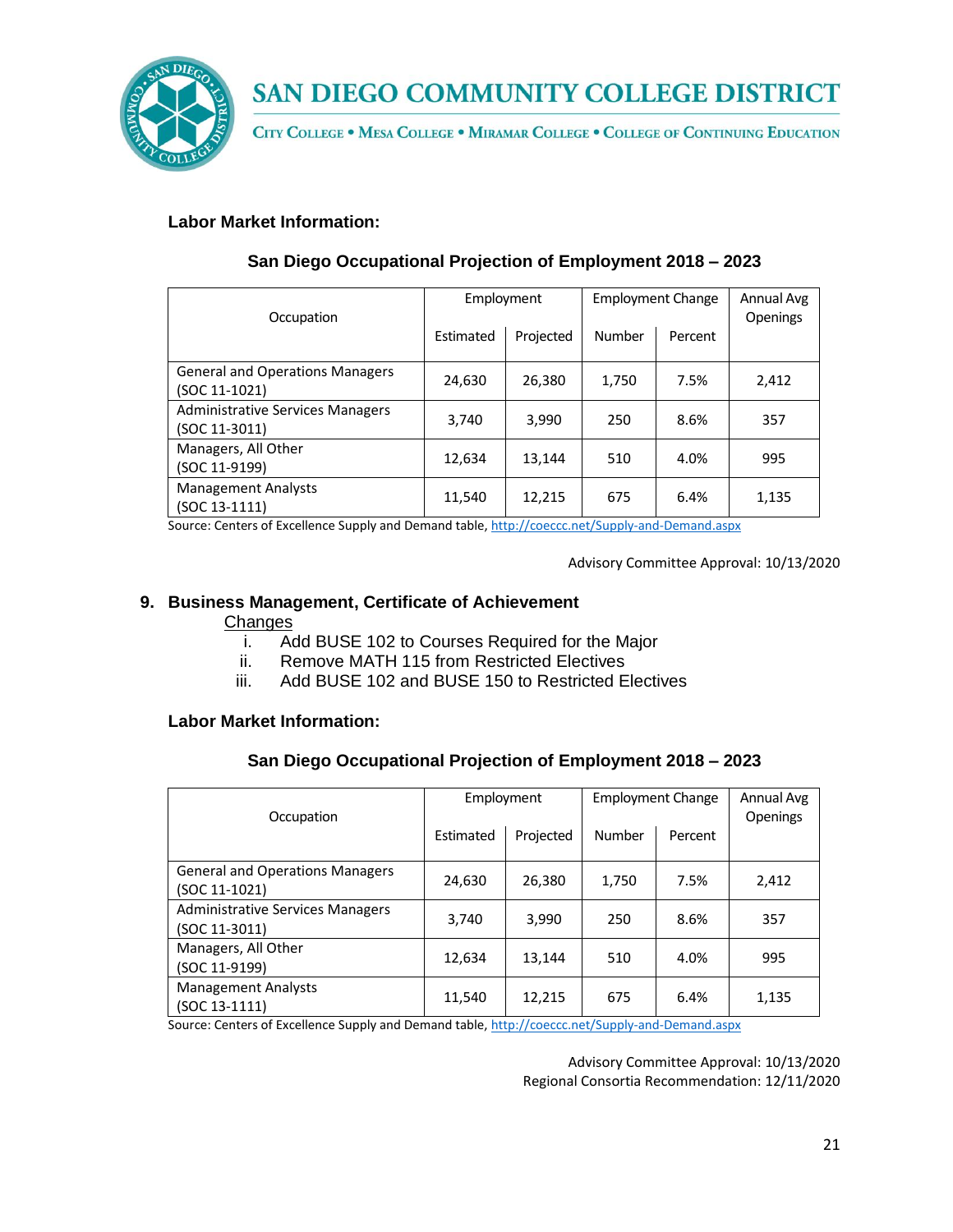**Labor Market Information:**

**San Diego Occupational Projection of Employment 2018 – 2023**

| Occupation | Employment | | Employment Change | | Annual Avg Openings |
|---|---|---|---|---|---|
| | Estimated | Projected | Number | Percent | |
| General and Operations Managers (SOC 11-1021) | 24,630 | 26,380 | 1,750 | 7.5% | 2,412 |
| Administrative Services Managers (SOC 11-3011) | 3,740 | 3,990 | 250 | 8.6% | 357 |
| Managers, All Other (SOC 11-9199) | 12,634 | 13,144 | 510 | 4.0% | 995 |
| Management Analysts (SOC 13-1111) | 11,540 | 12,215 | 675 | 6.4% | 1,135 |

Source: Centers of Excellence Supply and Demand table, http://coeccc.net/Supply-and-Demand.aspx

Advisory Committee Approval: 10/13/2020

## 9. Business Management, Certificate of Achievement

<u>Changes</u>

i. Add BUSE 102 to Courses Required for the Major
ii. Remove MATH 115 from Restricted Electives
iii. Add BUSE 102 and BUSE 150 to Restricted Electives

**Labor Market Information:**

**San Diego Occupational Projection of Employment 2018 – 2023**

| Occupation | Employment | | Employment Change | | Annual Avg Openings |
|---|---|---|---|---|---|
| | Estimated | Projected | Number | Percent | |
| General and Operations Managers (SOC 11-1021) | 24,630 | 26,380 | 1,750 | 7.5% | 2,412 |
| Administrative Services Managers (SOC 11-3011) | 3,740 | 3,990 | 250 | 8.6% | 357 |
| Managers, All Other (SOC 11-9199) | 12,634 | 13,144 | 510 | 4.0% | 995 |
| Management Analysts (SOC 13-1111) | 11,540 | 12,215 | 675 | 6.4% | 1,135 |

Source: Centers of Excellence Supply and Demand table, http://coeccc.net/Supply-and-Demand.aspx

Advisory Committee Approval: 10/13/2020
Regional Consortia Recommendation: 12/11/2020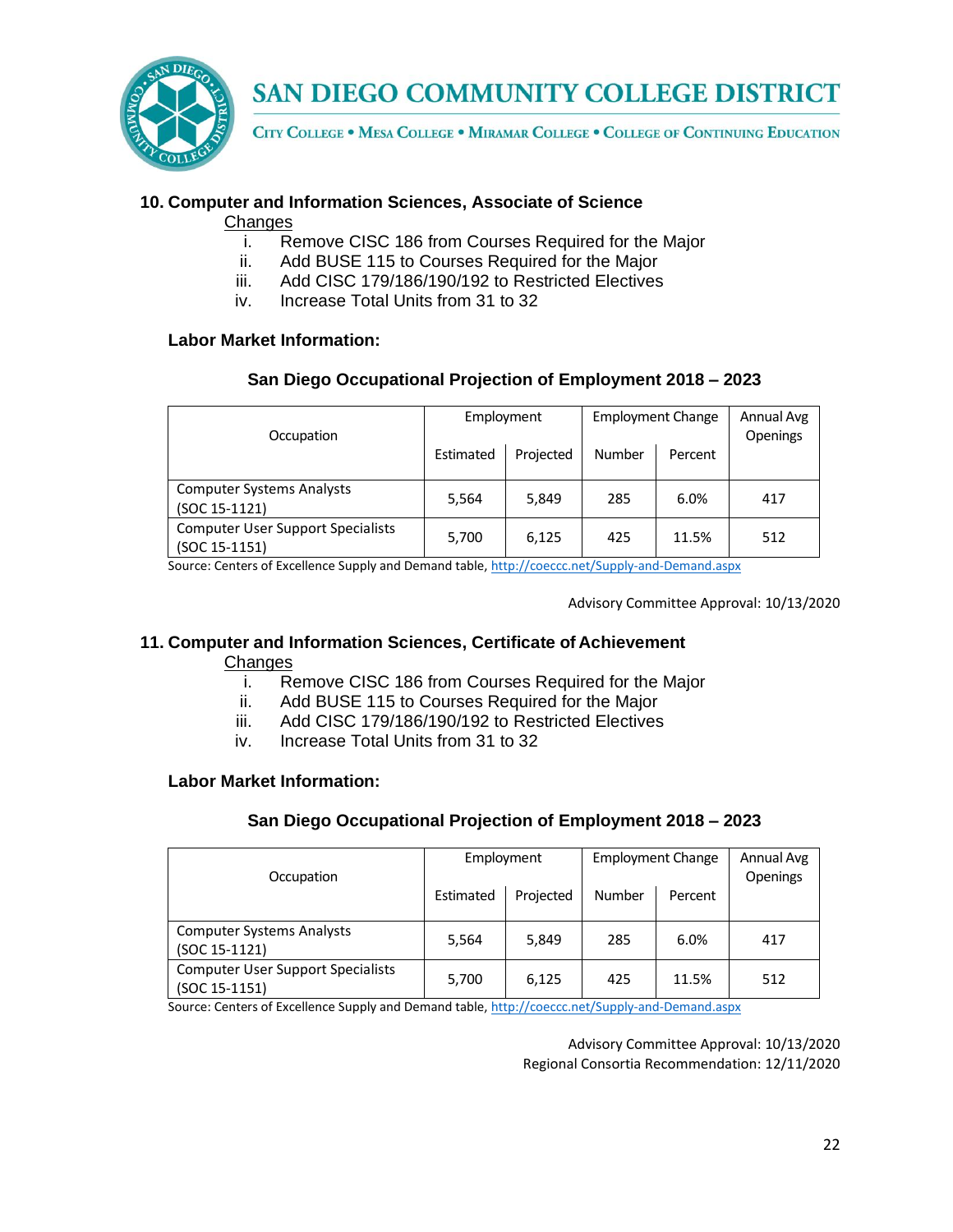### 10. Computer and Information Sciences, Associate of Science

Changes

i. Remove CISC 186 from Courses Required for the Major
ii. Add BUSE 115 to Courses Required for the Major
iii. Add CISC 179/186/190/192 to Restricted Electives
iv. Increase Total Units from 31 to 32

**Labor Market Information:**

**San Diego Occupational Projection of Employment 2018 – 2023**

| Occupation | Employment | | Employment Change | | Annual Avg Openings |
|---|---|---|---|---|---|
| | Estimated | Projected | Number | Percent | |
| Computer Systems Analysts (SOC 15-1121) | 5,564 | 5,849 | 285 | 6.0% | 417 |
| Computer User Support Specialists (SOC 15-1151) | 5,700 | 6,125 | 425 | 11.5% | 512 |

Source: Centers of Excellence Supply and Demand table, http://coeccc.net/Supply-and-Demand.aspx

Advisory Committee Approval: 10/13/2020

### 11. Computer and Information Sciences, Certificate of Achievement

Changes

i. Remove CISC 186 from Courses Required for the Major
ii. Add BUSE 115 to Courses Required for the Major
iii. Add CISC 179/186/190/192 to Restricted Electives
iv. Increase Total Units from 31 to 32

**Labor Market Information:**

**San Diego Occupational Projection of Employment 2018 – 2023**

| Occupation | Employment | | Employment Change | | Annual Avg Openings |
|---|---|---|---|---|---|
| | Estimated | Projected | Number | Percent | |
| Computer Systems Analysts (SOC 15-1121) | 5,564 | 5,849 | 285 | 6.0% | 417 |
| Computer User Support Specialists (SOC 15-1151) | 5,700 | 6,125 | 425 | 11.5% | 512 |

Source: Centers of Excellence Supply and Demand table, http://coeccc.net/Supply-and-Demand.aspx

Advisory Committee Approval: 10/13/2020
Regional Consortia Recommendation: 12/11/2020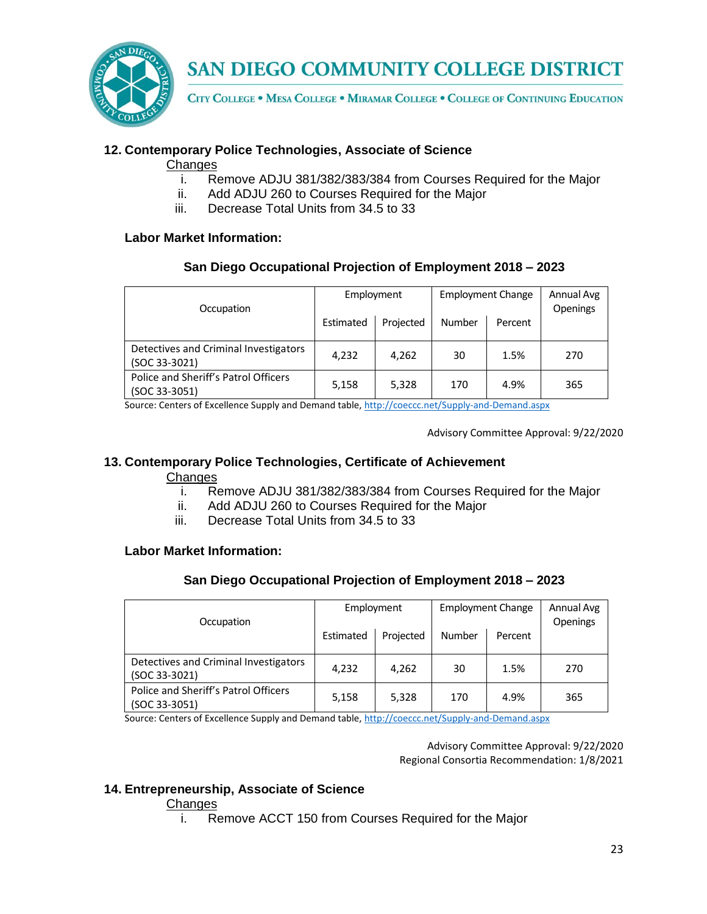### 12. Contemporary Police Technologies, Associate of Science

Changes

i. Remove ADJU 381/382/383/384 from Courses Required for the Major
ii. Add ADJU 260 to Courses Required for the Major
iii. Decrease Total Units from 34.5 to 33

**Labor Market Information:**

**San Diego Occupational Projection of Employment 2018 – 2023**

| Occupation | Employment | | Employment Change | | Annual Avg Openings |
|---|---|---|---|---|---|
| | Estimated | Projected | Number | Percent | |
| Detectives and Criminal Investigators (SOC 33-3021) | 4,232 | 4,262 | 30 | 1.5% | 270 |
| Police and Sheriff's Patrol Officers (SOC 33-3051) | 5,158 | 5,328 | 170 | 4.9% | 365 |

Source: Centers of Excellence Supply and Demand table, http://coeccc.net/Supply-and-Demand.aspx

Advisory Committee Approval: 9/22/2020

### 13. Contemporary Police Technologies, Certificate of Achievement

Changes

i. Remove ADJU 381/382/383/384 from Courses Required for the Major
ii. Add ADJU 260 to Courses Required for the Major
iii. Decrease Total Units from 34.5 to 33

**Labor Market Information:**

**San Diego Occupational Projection of Employment 2018 – 2023**

| Occupation | Employment | | Employment Change | | Annual Avg Openings |
|---|---|---|---|---|---|
| | Estimated | Projected | Number | Percent | |
| Detectives and Criminal Investigators (SOC 33-3021) | 4,232 | 4,262 | 30 | 1.5% | 270 |
| Police and Sheriff's Patrol Officers (SOC 33-3051) | 5,158 | 5,328 | 170 | 4.9% | 365 |

Source: Centers of Excellence Supply and Demand table, http://coeccc.net/Supply-and-Demand.aspx

Advisory Committee Approval: 9/22/2020
Regional Consortia Recommendation: 1/8/2021

### 14. Entrepreneurship, Associate of Science

Changes

i. Remove ACCT 150 from Courses Required for the Major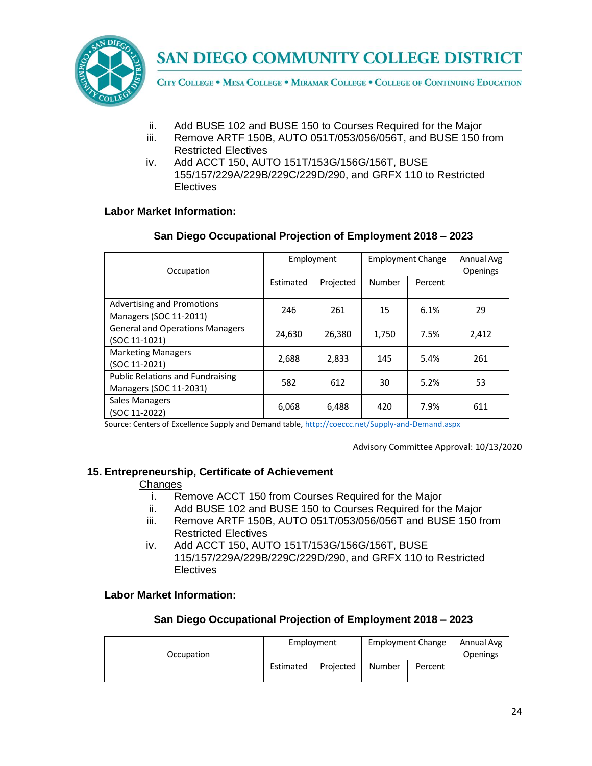ii. Add BUSE 102 and BUSE 150 to Courses Required for the Major
iii. Remove ARTF 150B, AUTO 051T/053/056/056T, and BUSE 150 from Restricted Electives
iv. Add ACCT 150, AUTO 151T/153G/156G/156T, BUSE 155/157/229A/229B/229C/229D/290, and GRFX 110 to Restricted Electives

**Labor Market Information:**

**San Diego Occupational Projection of Employment 2018 – 2023**

| Occupation | Employment | | Employment Change | | Annual Avg Openings |
|---|---|---|---|---|---|
| | Estimated | Projected | Number | Percent | |
| Advertising and Promotions Managers (SOC 11-2011) | 246 | 261 | 15 | 6.1% | 29 |
| General and Operations Managers (SOC 11-1021) | 24,630 | 26,380 | 1,750 | 7.5% | 2,412 |
| Marketing Managers (SOC 11-2021) | 2,688 | 2,833 | 145 | 5.4% | 261 |
| Public Relations and Fundraising Managers (SOC 11-2031) | 582 | 612 | 30 | 5.2% | 53 |
| Sales Managers (SOC 11-2022) | 6,068 | 6,488 | 420 | 7.9% | 611 |

Source: Centers of Excellence Supply and Demand table, http://coeccc.net/Supply-and-Demand.aspx

Advisory Committee Approval: 10/13/2020

## 15. Entrepreneurship, Certificate of Achievement

<u>Changes</u>

i. Remove ACCT 150 from Courses Required for the Major
ii. Add BUSE 102 and BUSE 150 to Courses Required for the Major
iii. Remove ARTF 150B, AUTO 051T/053/056/056T and BUSE 150 from Restricted Electives
iv. Add ACCT 150, AUTO 151T/153G/156G/156T, BUSE 115/157/229A/229B/229C/229D/290, and GRFX 110 to Restricted Electives

**Labor Market Information:**

**San Diego Occupational Projection of Employment 2018 – 2023**

| Occupation | Employment | | Employment Change | | Annual Avg Openings |
|---|---|---|---|---|---|
| | Estimated | Projected | Number | Percent | |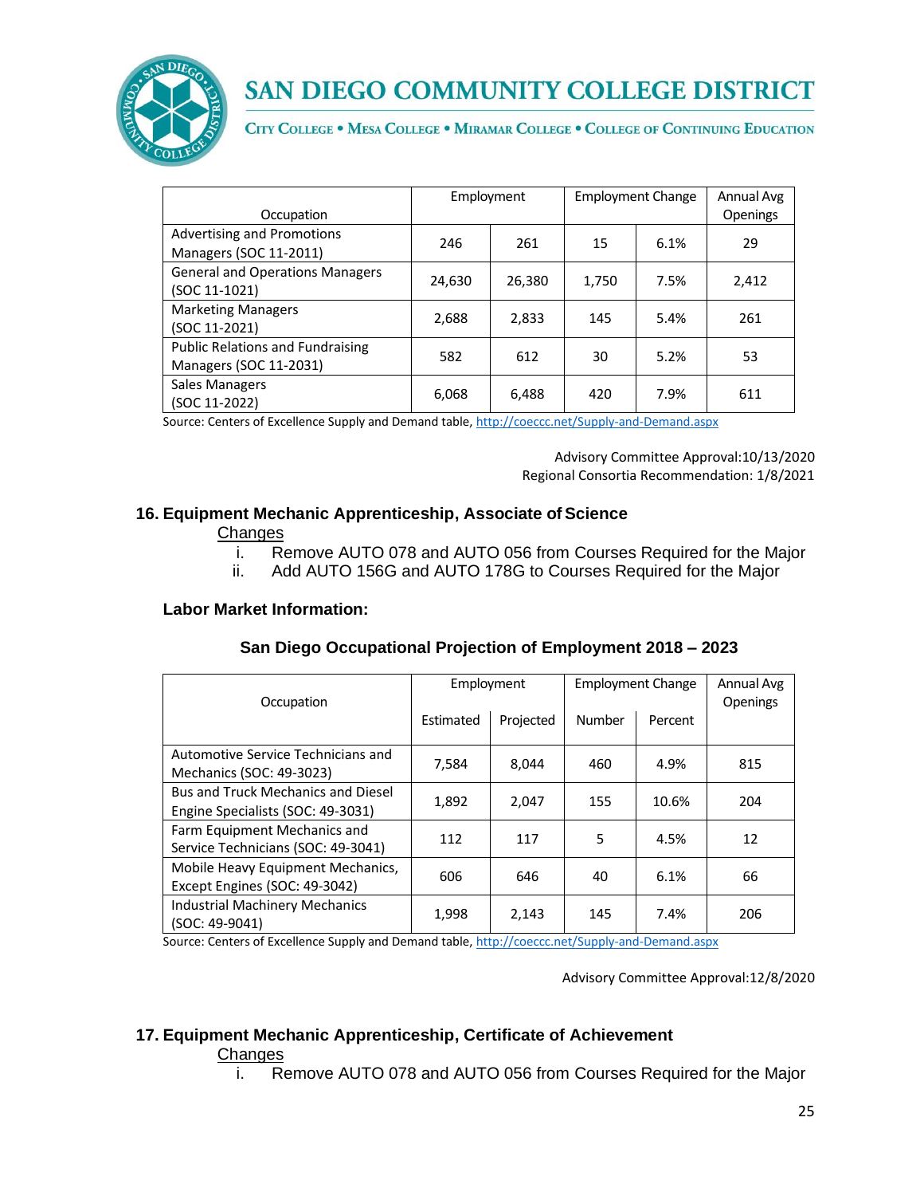| Occupation | Employment | | Employment Change | | Annual Avg Openings |
|---|---|---|---|---|---|
| Advertising and Promotions Managers (SOC 11-2011) | 246 | 261 | 15 | 6.1% | 29 |
| General and Operations Managers (SOC 11-1021) | 24,630 | 26,380 | 1,750 | 7.5% | 2,412 |
| Marketing Managers (SOC 11-2021) | 2,688 | 2,833 | 145 | 5.4% | 261 |
| Public Relations and Fundraising Managers (SOC 11-2031) | 582 | 612 | 30 | 5.2% | 53 |
| Sales Managers (SOC 11-2022) | 6,068 | 6,488 | 420 | 7.9% | 611 |

Source: Centers of Excellence Supply and Demand table, http://coeccc.net/Supply-and-Demand.aspx

Advisory Committee Approval:10/13/2020
Regional Consortia Recommendation: 1/8/2021

## 16. Equipment Mechanic Apprenticeship, Associate of Science

Changes

i. Remove AUTO 078 and AUTO 056 from Courses Required for the Major
ii. Add AUTO 156G and AUTO 178G to Courses Required for the Major

**Labor Market Information:**

**San Diego Occupational Projection of Employment 2018 – 2023**

| Occupation | Employment | | Employment Change | | Annual Avg Openings |
|---|---|---|---|---|---|
| | Estimated | Projected | Number | Percent | |
| Automotive Service Technicians and Mechanics (SOC: 49-3023) | 7,584 | 8,044 | 460 | 4.9% | 815 |
| Bus and Truck Mechanics and Diesel Engine Specialists (SOC: 49-3031) | 1,892 | 2,047 | 155 | 10.6% | 204 |
| Farm Equipment Mechanics and Service Technicians (SOC: 49-3041) | 112 | 117 | 5 | 4.5% | 12 |
| Mobile Heavy Equipment Mechanics, Except Engines (SOC: 49-3042) | 606 | 646 | 40 | 6.1% | 66 |
| Industrial Machinery Mechanics (SOC: 49-9041) | 1,998 | 2,143 | 145 | 7.4% | 206 |

Source: Centers of Excellence Supply and Demand table, http://coeccc.net/Supply-and-Demand.aspx

Advisory Committee Approval:12/8/2020

## 17. Equipment Mechanic Apprenticeship, Certificate of Achievement

Changes

i. Remove AUTO 078 and AUTO 056 from Courses Required for the Major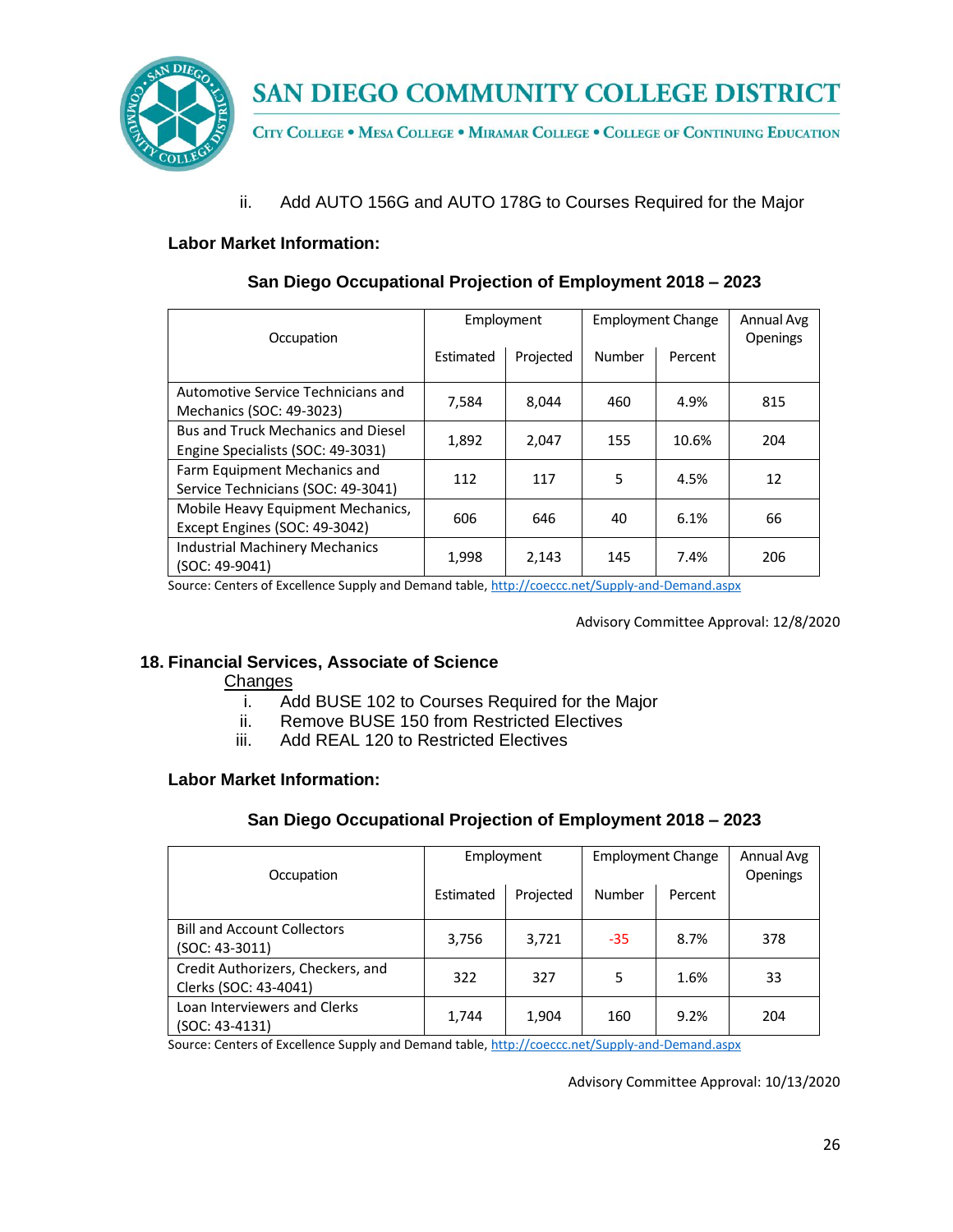ii. Add AUTO 156G and AUTO 178G to Courses Required for the Major

**Labor Market Information:**

**San Diego Occupational Projection of Employment 2018 – 2023**

| Occupation | Employment | | Employment Change | | Annual Avg Openings |
|---|---|---|---|---|---|
| | Estimated | Projected | Number | Percent | |
| Automotive Service Technicians and Mechanics (SOC: 49-3023) | 7,584 | 8,044 | 460 | 4.9% | 815 |
| Bus and Truck Mechanics and Diesel Engine Specialists (SOC: 49-3031) | 1,892 | 2,047 | 155 | 10.6% | 204 |
| Farm Equipment Mechanics and Service Technicians (SOC: 49-3041) | 112 | 117 | 5 | 4.5% | 12 |
| Mobile Heavy Equipment Mechanics, Except Engines (SOC: 49-3042) | 606 | 646 | 40 | 6.1% | 66 |
| Industrial Machinery Mechanics (SOC: 49-9041) | 1,998 | 2,143 | 145 | 7.4% | 206 |

Source: Centers of Excellence Supply and Demand table, http://coeccc.net/Supply-and-Demand.aspx

Advisory Committee Approval: 12/8/2020

### 18. Financial Services, Associate of Science

Changes

i. Add BUSE 102 to Courses Required for the Major
ii. Remove BUSE 150 from Restricted Electives
iii. Add REAL 120 to Restricted Electives

**Labor Market Information:**

**San Diego Occupational Projection of Employment 2018 – 2023**

| Occupation | Employment | | Employment Change | | Annual Avg Openings |
|---|---|---|---|---|---|
| | Estimated | Projected | Number | Percent | |
| Bill and Account Collectors (SOC: 43-3011) | 3,756 | 3,721 | -35 | 8.7% | 378 |
| Credit Authorizers, Checkers, and Clerks (SOC: 43-4041) | 322 | 327 | 5 | 1.6% | 33 |
| Loan Interviewers and Clerks (SOC: 43-4131) | 1,744 | 1,904 | 160 | 9.2% | 204 |

Source: Centers of Excellence Supply and Demand table, http://coeccc.net/Supply-and-Demand.aspx

Advisory Committee Approval: 10/13/2020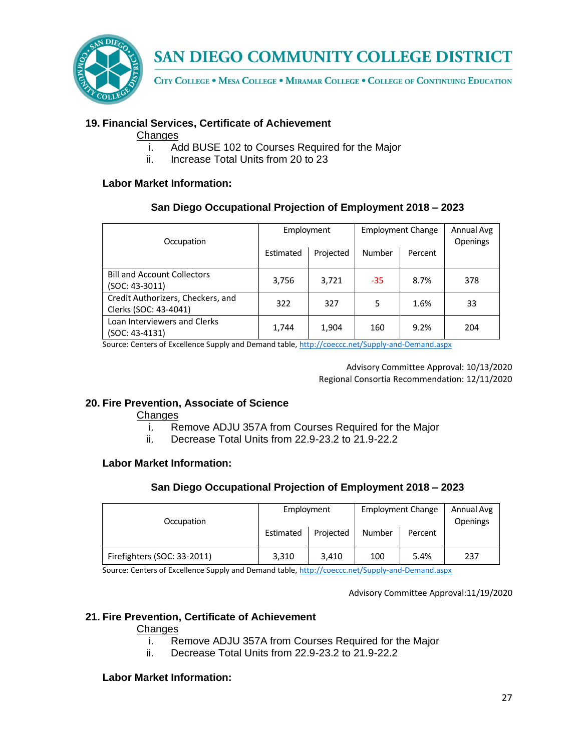## 19. Financial Services, Certificate of Achievement

Changes

i. Add BUSE 102 to Courses Required for the Major
ii. Increase Total Units from 20 to 23

**Labor Market Information:**

**San Diego Occupational Projection of Employment 2018 – 2023**

| Occupation | Employment | | Employment Change | | Annual Avg Openings |
|---|---|---|---|---|---|
| | Estimated | Projected | Number | Percent | |
| Bill and Account Collectors (SOC: 43-3011) | 3,756 | 3,721 | -35 | 8.7% | 378 |
| Credit Authorizers, Checkers, and Clerks (SOC: 43-4041) | 322 | 327 | 5 | 1.6% | 33 |
| Loan Interviewers and Clerks (SOC: 43-4131) | 1,744 | 1,904 | 160 | 9.2% | 204 |

Source: Centers of Excellence Supply and Demand table, http://coeccc.net/Supply-and-Demand.aspx

Advisory Committee Approval: 10/13/2020
Regional Consortia Recommendation: 12/11/2020

## 20. Fire Prevention, Associate of Science

Changes

i. Remove ADJU 357A from Courses Required for the Major
ii. Decrease Total Units from 22.9-23.2 to 21.9-22.2

**Labor Market Information:**

**San Diego Occupational Projection of Employment 2018 – 2023**

| Occupation | Employment | | Employment Change | | Annual Avg Openings |
|---|---|---|---|---|---|
| | Estimated | Projected | Number | Percent | |
| Firefighters (SOC: 33-2011) | 3,310 | 3,410 | 100 | 5.4% | 237 |

Source: Centers of Excellence Supply and Demand table, http://coeccc.net/Supply-and-Demand.aspx

Advisory Committee Approval:11/19/2020

## 21. Fire Prevention, Certificate of Achievement

Changes

i. Remove ADJU 357A from Courses Required for the Major
ii. Decrease Total Units from 22.9-23.2 to 21.9-22.2

**Labor Market Information:**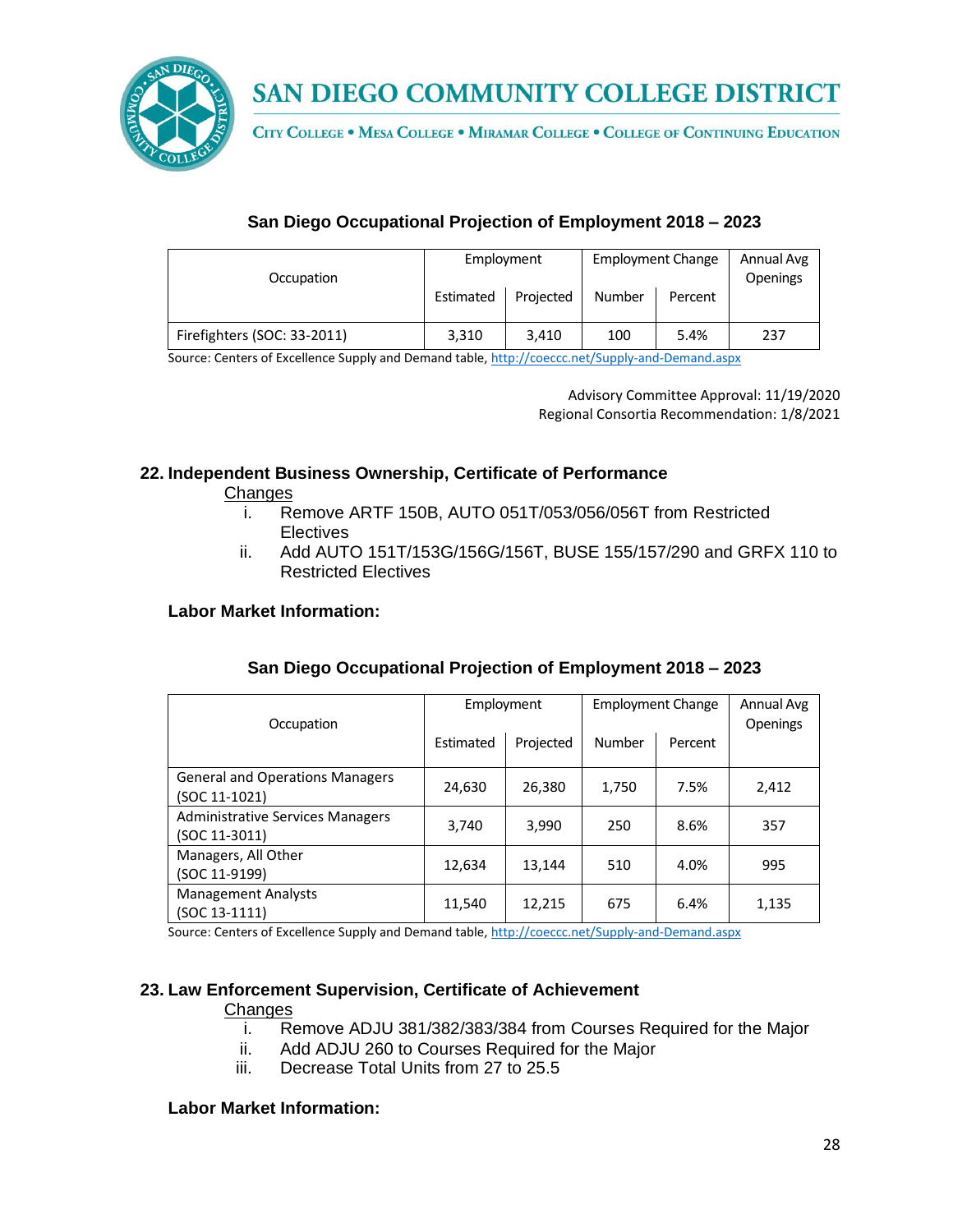San Diego Occupational Projection of Employment 2018 – 2023

| Occupation | Employment | | Employment Change | | Annual Avg Openings |
|---|---|---|---|---|---|
| | Estimated | Projected | Number | Percent | |
| Firefighters (SOC: 33-2011) | 3,310 | 3,410 | 100 | 5.4% | 237 |

Source: Centers of Excellence Supply and Demand table, http://coeccc.net/Supply-and-Demand.aspx

Advisory Committee Approval: 11/19/2020
Regional Consortia Recommendation: 1/8/2021

## 22. Independent Business Ownership, Certificate of Performance

Changes

i. Remove ARTF 150B, AUTO 051T/053/056/056T from Restricted Electives
ii. Add AUTO 151T/153G/156G/156T, BUSE 155/157/290 and GRFX 110 to Restricted Electives

**Labor Market Information:**

San Diego Occupational Projection of Employment 2018 – 2023

| Occupation | Employment | | Employment Change | | Annual Avg Openings |
|---|---|---|---|---|---|
| | Estimated | Projected | Number | Percent | |
| General and Operations Managers (SOC 11-1021) | 24,630 | 26,380 | 1,750 | 7.5% | 2,412 |
| Administrative Services Managers (SOC 11-3011) | 3,740 | 3,990 | 250 | 8.6% | 357 |
| Managers, All Other (SOC 11-9199) | 12,634 | 13,144 | 510 | 4.0% | 995 |
| Management Analysts (SOC 13-1111) | 11,540 | 12,215 | 675 | 6.4% | 1,135 |

Source: Centers of Excellence Supply and Demand table, http://coeccc.net/Supply-and-Demand.aspx

## 23. Law Enforcement Supervision, Certificate of Achievement

Changes

i. Remove ADJU 381/382/383/384 from Courses Required for the Major
ii. Add ADJU 260 to Courses Required for the Major
iii. Decrease Total Units from 27 to 25.5

**Labor Market Information:**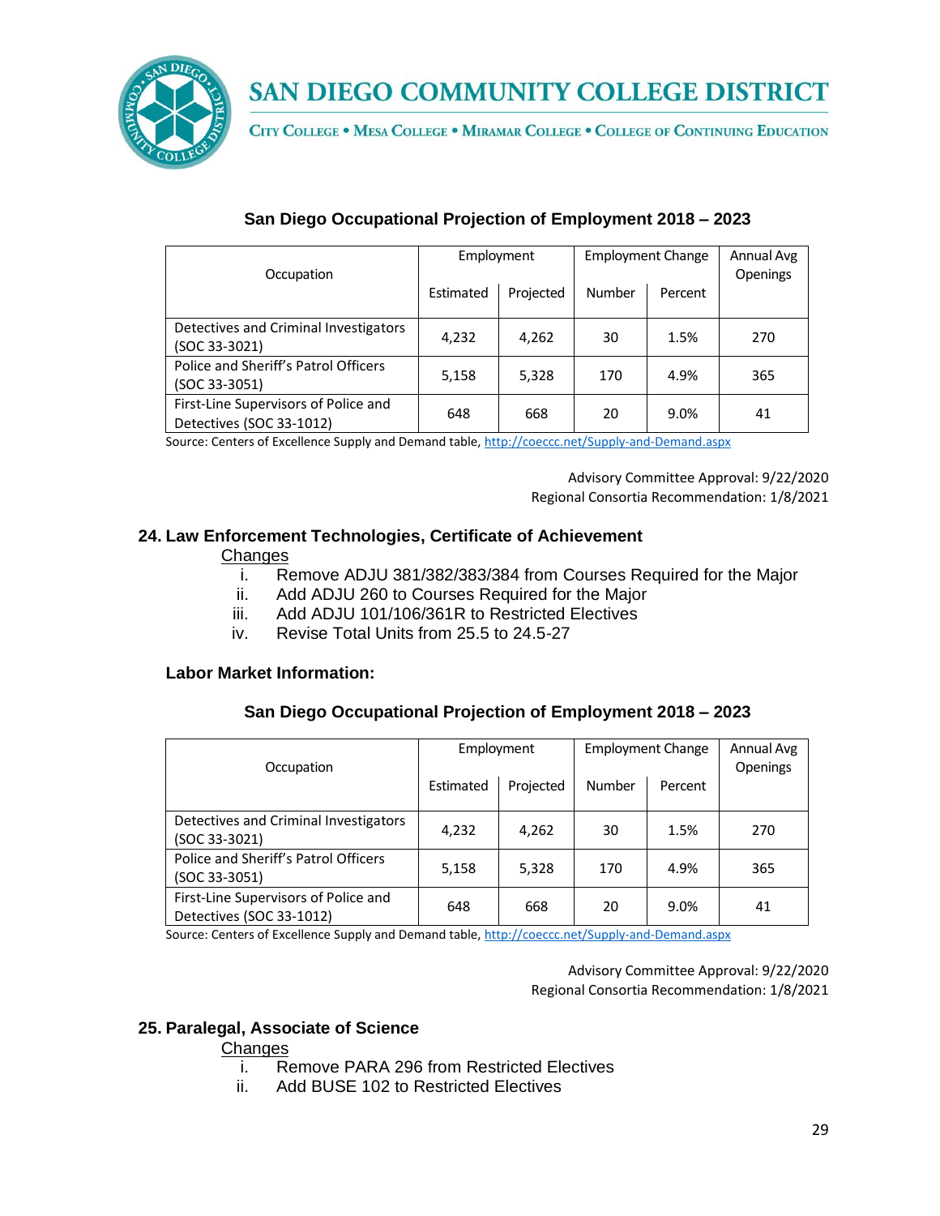### San Diego Occupational Projection of Employment 2018 – 2023

| Occupation | Employment | | Employment Change | | Annual Avg Openings |
|---|---|---|---|---|---|
| | Estimated | Projected | Number | Percent | |
| Detectives and Criminal Investigators (SOC 33-3021) | 4,232 | 4,262 | 30 | 1.5% | 270 |
| Police and Sheriff's Patrol Officers (SOC 33-3051) | 5,158 | 5,328 | 170 | 4.9% | 365 |
| First-Line Supervisors of Police and Detectives (SOC 33-1012) | 648 | 668 | 20 | 9.0% | 41 |

Source: Centers of Excellence Supply and Demand table, http://coeccc.net/Supply-and-Demand.aspx

Advisory Committee Approval: 9/22/2020
Regional Consortia Recommendation: 1/8/2021

## 24. Law Enforcement Technologies, Certificate of Achievement

Changes

i. Remove ADJU 381/382/383/384 from Courses Required for the Major
ii. Add ADJU 260 to Courses Required for the Major
iii. Add ADJU 101/106/361R to Restricted Electives
iv. Revise Total Units from 25.5 to 24.5-27

**Labor Market Information:**

### San Diego Occupational Projection of Employment 2018 – 2023

| Occupation | Employment | | Employment Change | | Annual Avg Openings |
|---|---|---|---|---|---|
| | Estimated | Projected | Number | Percent | |
| Detectives and Criminal Investigators (SOC 33-3021) | 4,232 | 4,262 | 30 | 1.5% | 270 |
| Police and Sheriff's Patrol Officers (SOC 33-3051) | 5,158 | 5,328 | 170 | 4.9% | 365 |
| First-Line Supervisors of Police and Detectives (SOC 33-1012) | 648 | 668 | 20 | 9.0% | 41 |

Source: Centers of Excellence Supply and Demand table, http://coeccc.net/Supply-and-Demand.aspx

Advisory Committee Approval: 9/22/2020
Regional Consortia Recommendation: 1/8/2021

## 25. Paralegal, Associate of Science

Changes

i. Remove PARA 296 from Restricted Electives
ii. Add BUSE 102 to Restricted Electives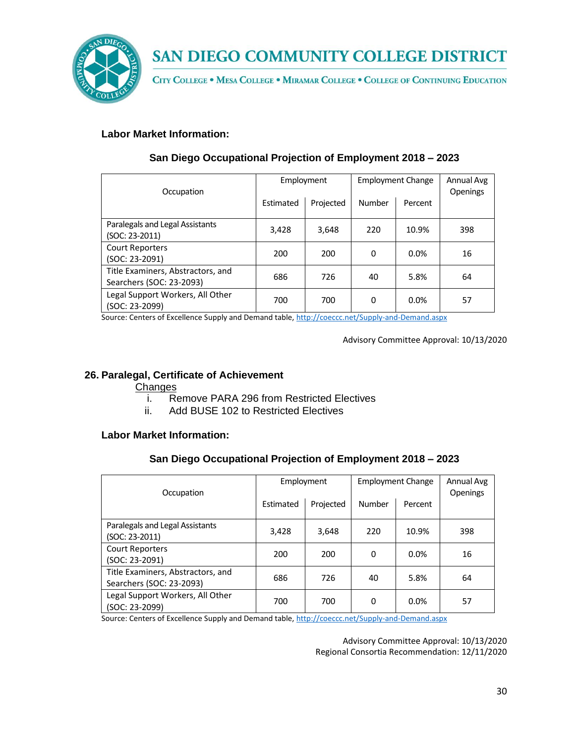**Labor Market Information:**

**San Diego Occupational Projection of Employment 2018 – 2023**

| Occupation | Employment | | Employment Change | | Annual Avg Openings |
|---|---|---|---|---|---|
| | Estimated | Projected | Number | Percent | |
| Paralegals and Legal Assistants (SOC: 23-2011) | 3,428 | 3,648 | 220 | 10.9% | 398 |
| Court Reporters (SOC: 23-2091) | 200 | 200 | 0 | 0.0% | 16 |
| Title Examiners, Abstractors, and Searchers (SOC: 23-2093) | 686 | 726 | 40 | 5.8% | 64 |
| Legal Support Workers, All Other (SOC: 23-2099) | 700 | 700 | 0 | 0.0% | 57 |

Source: Centers of Excellence Supply and Demand table, http://coeccc.net/Supply-and-Demand.aspx

Advisory Committee Approval: 10/13/2020

## 26. Paralegal, Certificate of Achievement

Changes

i. Remove PARA 296 from Restricted Electives
ii. Add BUSE 102 to Restricted Electives

**Labor Market Information:**

**San Diego Occupational Projection of Employment 2018 – 2023**

| Occupation | Employment | | Employment Change | | Annual Avg Openings |
|---|---|---|---|---|---|
| | Estimated | Projected | Number | Percent | |
| Paralegals and Legal Assistants (SOC: 23-2011) | 3,428 | 3,648 | 220 | 10.9% | 398 |
| Court Reporters (SOC: 23-2091) | 200 | 200 | 0 | 0.0% | 16 |
| Title Examiners, Abstractors, and Searchers (SOC: 23-2093) | 686 | 726 | 40 | 5.8% | 64 |
| Legal Support Workers, All Other (SOC: 23-2099) | 700 | 700 | 0 | 0.0% | 57 |

Source: Centers of Excellence Supply and Demand table, http://coeccc.net/Supply-and-Demand.aspx

Advisory Committee Approval: 10/13/2020
Regional Consortia Recommendation: 12/11/2020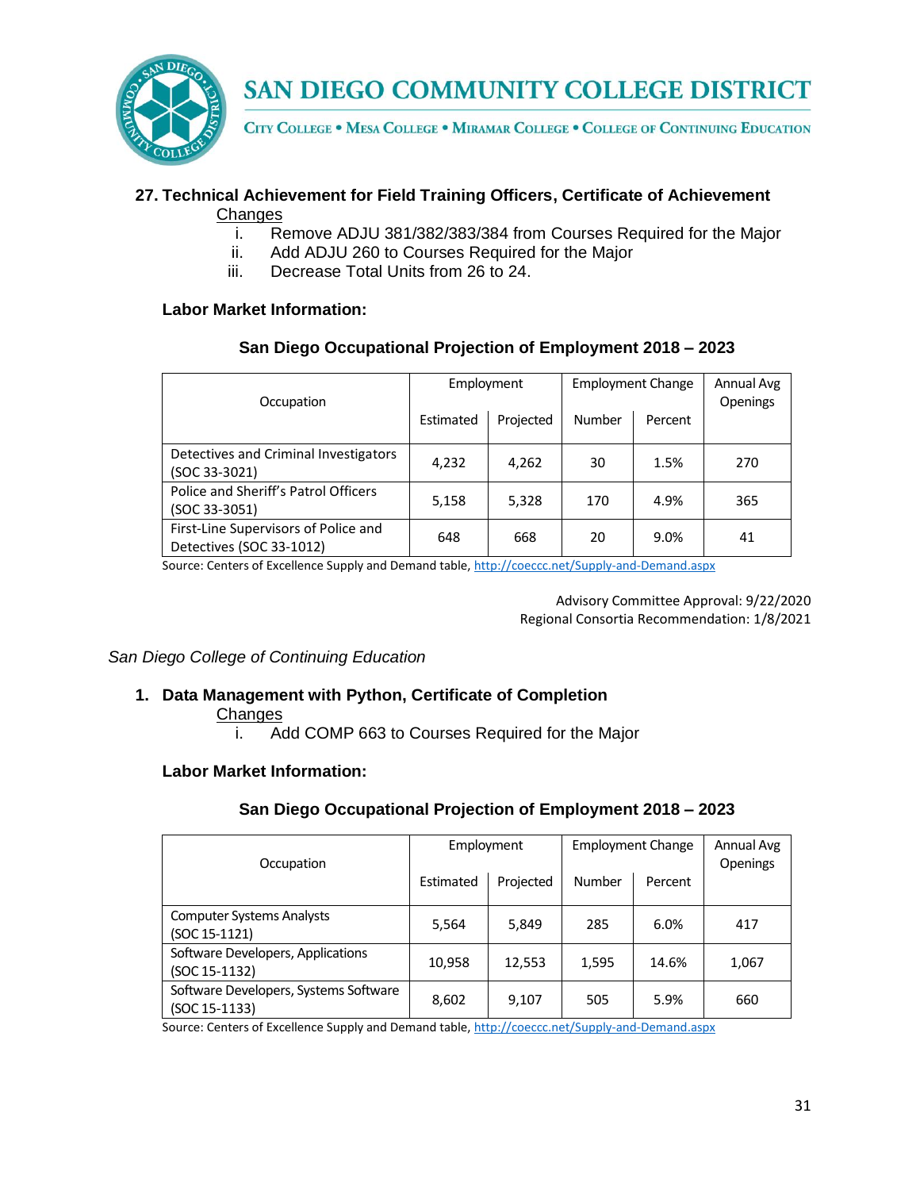**27. Technical Achievement for Field Training Officers, Certificate of Achievement**

Changes

i. Remove ADJU 381/382/383/384 from Courses Required for the Major
ii. Add ADJU 260 to Courses Required for the Major
iii. Decrease Total Units from 26 to 24.

**Labor Market Information:**

**San Diego Occupational Projection of Employment 2018 – 2023**

| Occupation | Employment | | Employment Change | | Annual Avg Openings |
|---|---|---|---|---|---|
| | Estimated | Projected | Number | Percent | |
| Detectives and Criminal Investigators (SOC 33-3021) | 4,232 | 4,262 | 30 | 1.5% | 270 |
| Police and Sheriff's Patrol Officers (SOC 33-3051) | 5,158 | 5,328 | 170 | 4.9% | 365 |
| First-Line Supervisors of Police and Detectives (SOC 33-1012) | 648 | 668 | 20 | 9.0% | 41 |

Source: Centers of Excellence Supply and Demand table, http://coeccc.net/Supply-and-Demand.aspx

Advisory Committee Approval: 9/22/2020
Regional Consortia Recommendation: 1/8/2021

*San Diego College of Continuing Education*

**1. Data Management with Python, Certificate of Completion**

Changes

i. Add COMP 663 to Courses Required for the Major

**Labor Market Information:**

**San Diego Occupational Projection of Employment 2018 – 2023**

| Occupation | Employment | | Employment Change | | Annual Avg Openings |
|---|---|---|---|---|---|
| | Estimated | Projected | Number | Percent | |
| Computer Systems Analysts (SOC 15-1121) | 5,564 | 5,849 | 285 | 6.0% | 417 |
| Software Developers, Applications (SOC 15-1132) | 10,958 | 12,553 | 1,595 | 14.6% | 1,067 |
| Software Developers, Systems Software (SOC 15-1133) | 8,602 | 9,107 | 505 | 5.9% | 660 |

Source: Centers of Excellence Supply and Demand table, http://coeccc.net/Supply-and-Demand.aspx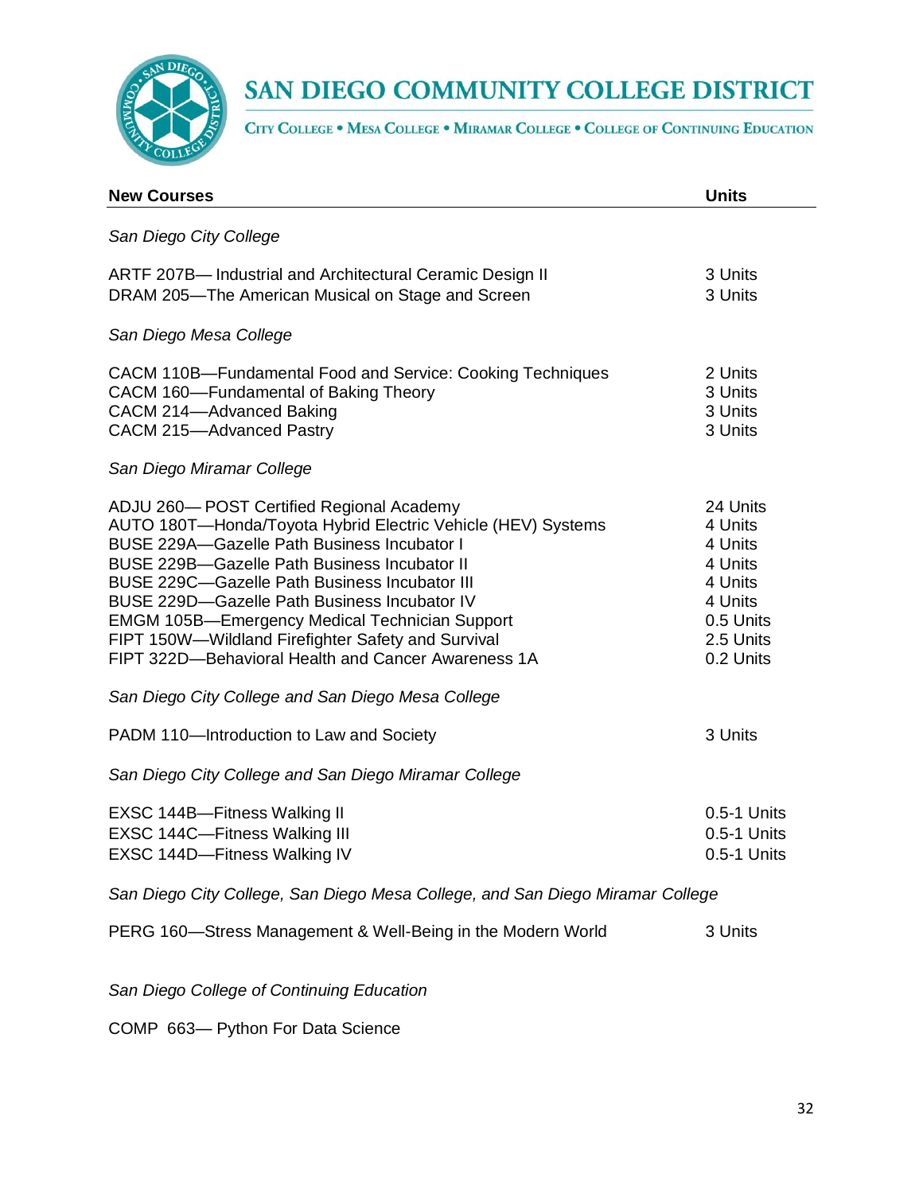# SAN DIEGO COMMUNITY COLLEGE DISTRICT

City College • Mesa College • Miramar College • College of Continuing Education

| New Courses | Units |
|---|---|
| *San Diego City College* | |
| ARTF 207B— Industrial and Architectural Ceramic Design II | 3 Units |
| DRAM 205—The American Musical on Stage and Screen | 3 Units |
| *San Diego Mesa College* | |
| CACM 110B—Fundamental Food and Service: Cooking Techniques | 2 Units |
| CACM 160—Fundamental of Baking Theory | 3 Units |
| CACM 214—Advanced Baking | 3 Units |
| CACM 215—Advanced Pastry | 3 Units |
| *San Diego Miramar College* | |
| ADJU 260— POST Certified Regional Academy | 24 Units |
| AUTO 180T—Honda/Toyota Hybrid Electric Vehicle (HEV) Systems | 4 Units |
| BUSE 229A—Gazelle Path Business Incubator I | 4 Units |
| BUSE 229B—Gazelle Path Business Incubator II | 4 Units |
| BUSE 229C—Gazelle Path Business Incubator III | 4 Units |
| BUSE 229D—Gazelle Path Business Incubator IV | 4 Units |
| EMGM 105B—Emergency Medical Technician Support | 0.5 Units |
| FIPT 150W—Wildland Firefighter Safety and Survival | 2.5 Units |
| FIPT 322D—Behavioral Health and Cancer Awareness 1A | 0.2 Units |
| *San Diego City College and San Diego Mesa College* | |
| PADM 110—Introduction to Law and Society | 3 Units |
| *San Diego City College and San Diego Miramar College* | |
| EXSC 144B—Fitness Walking II | 0.5-1 Units |
| EXSC 144C—Fitness Walking III | 0.5-1 Units |
| EXSC 144D—Fitness Walking IV | 0.5-1 Units |
| *San Diego City College, San Diego Mesa College, and San Diego Miramar College* | |
| PERG 160—Stress Management & Well-Being in the Modern World | 3 Units |
| *San Diego College of Continuing Education* | |
| COMP 663— Python For Data Science | |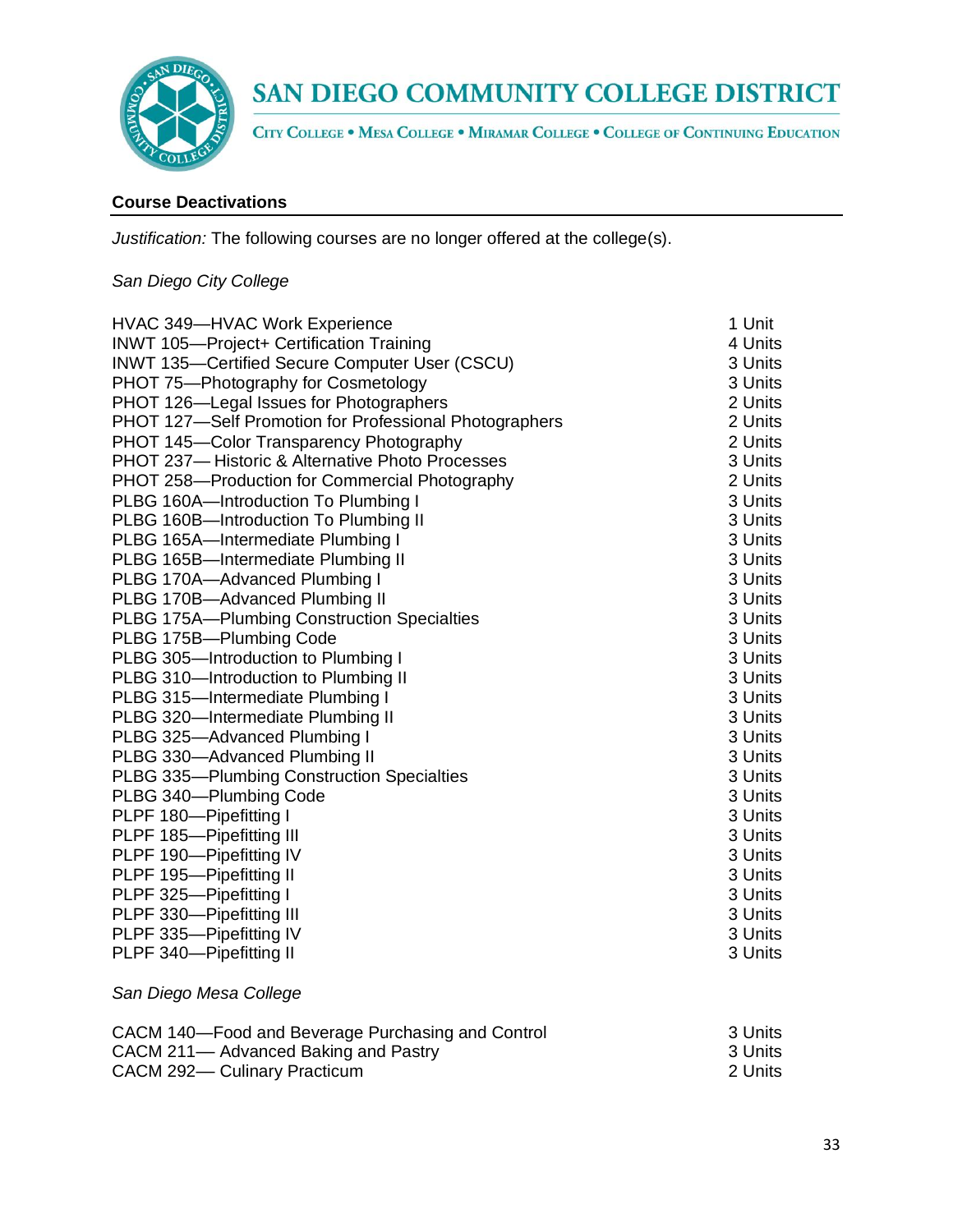## Course Deactivations

*Justification:* The following courses are no longer offered at the college(s).

*San Diego City College*

| Course | Units |
|---|---|
| HVAC 349—HVAC Work Experience | 1 Unit |
| INWT 105—Project+ Certification Training | 4 Units |
| INWT 135—Certified Secure Computer User (CSCU) | 3 Units |
| PHOT 75—Photography for Cosmetology | 3 Units |
| PHOT 126—Legal Issues for Photographers | 2 Units |
| PHOT 127—Self Promotion for Professional Photographers | 2 Units |
| PHOT 145—Color Transparency Photography | 2 Units |
| PHOT 237— Historic & Alternative Photo Processes | 3 Units |
| PHOT 258—Production for Commercial Photography | 2 Units |
| PLBG 160A—Introduction To Plumbing I | 3 Units |
| PLBG 160B—Introduction To Plumbing II | 3 Units |
| PLBG 165A—Intermediate Plumbing I | 3 Units |
| PLBG 165B—Intermediate Plumbing II | 3 Units |
| PLBG 170A—Advanced Plumbing I | 3 Units |
| PLBG 170B—Advanced Plumbing II | 3 Units |
| PLBG 175A—Plumbing Construction Specialties | 3 Units |
| PLBG 175B—Plumbing Code | 3 Units |
| PLBG 305—Introduction to Plumbing I | 3 Units |
| PLBG 310—Introduction to Plumbing II | 3 Units |
| PLBG 315—Intermediate Plumbing I | 3 Units |
| PLBG 320—Intermediate Plumbing II | 3 Units |
| PLBG 325—Advanced Plumbing I | 3 Units |
| PLBG 330—Advanced Plumbing II | 3 Units |
| PLBG 335—Plumbing Construction Specialties | 3 Units |
| PLBG 340—Plumbing Code | 3 Units |
| PLPF 180—Pipefitting I | 3 Units |
| PLPF 185—Pipefitting III | 3 Units |
| PLPF 190—Pipefitting IV | 3 Units |
| PLPF 195—Pipefitting II | 3 Units |
| PLPF 325—Pipefitting I | 3 Units |
| PLPF 330—Pipefitting III | 3 Units |
| PLPF 335—Pipefitting IV | 3 Units |
| PLPF 340—Pipefitting II | 3 Units |

*San Diego Mesa College*

| Course | Units |
|---|---|
| CACM 140—Food and Beverage Purchasing and Control | 3 Units |
| CACM 211— Advanced Baking and Pastry | 3 Units |
| CACM 292— Culinary Practicum | 2 Units |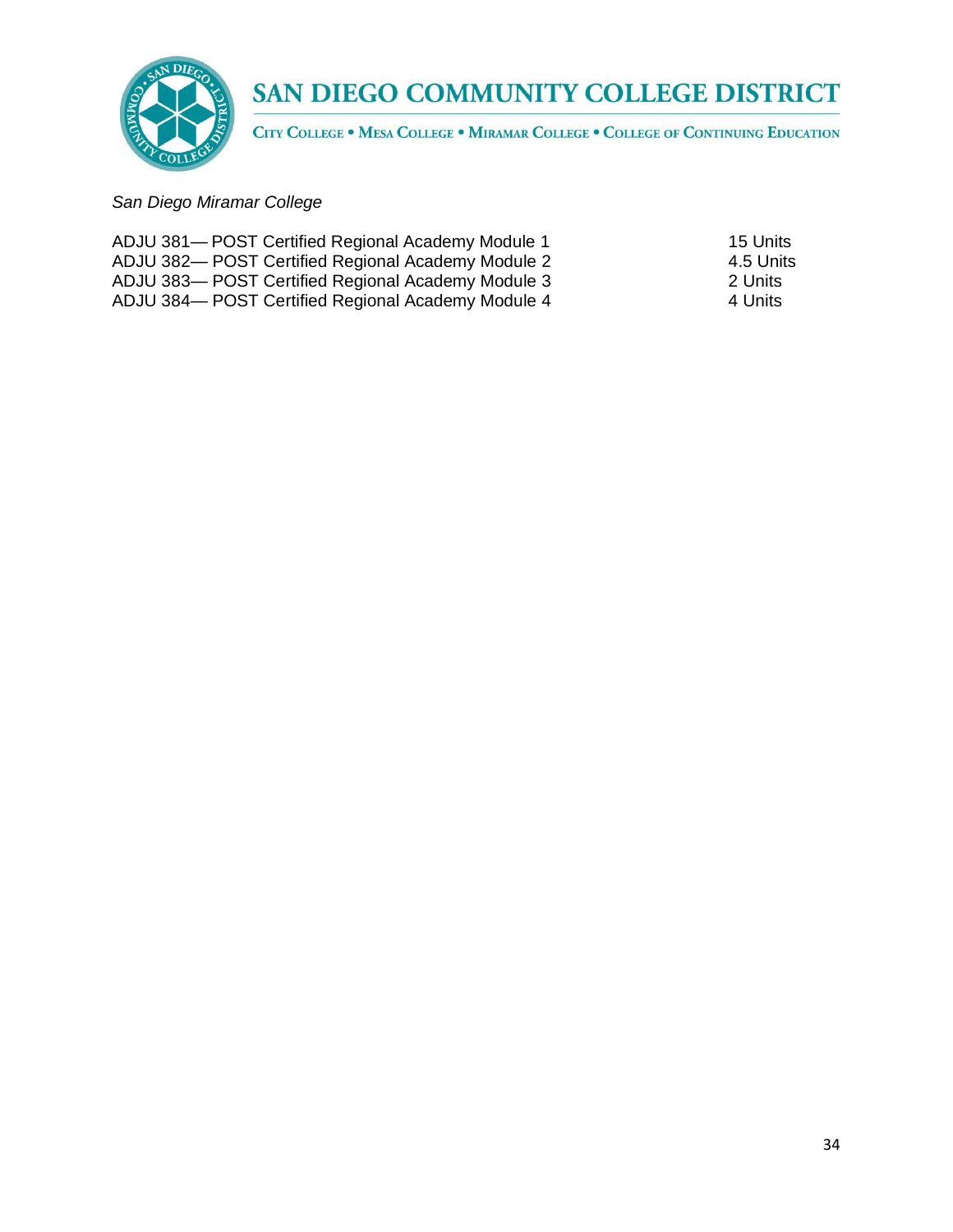*San Diego Miramar College*

| | |
|---|---|
| ADJU 381— POST Certified Regional Academy Module 1 | 15 Units |
| ADJU 382— POST Certified Regional Academy Module 2 | 4.5 Units |
| ADJU 383— POST Certified Regional Academy Module 3 | 2 Units |
| ADJU 384— POST Certified Regional Academy Module 4 | 4 Units |